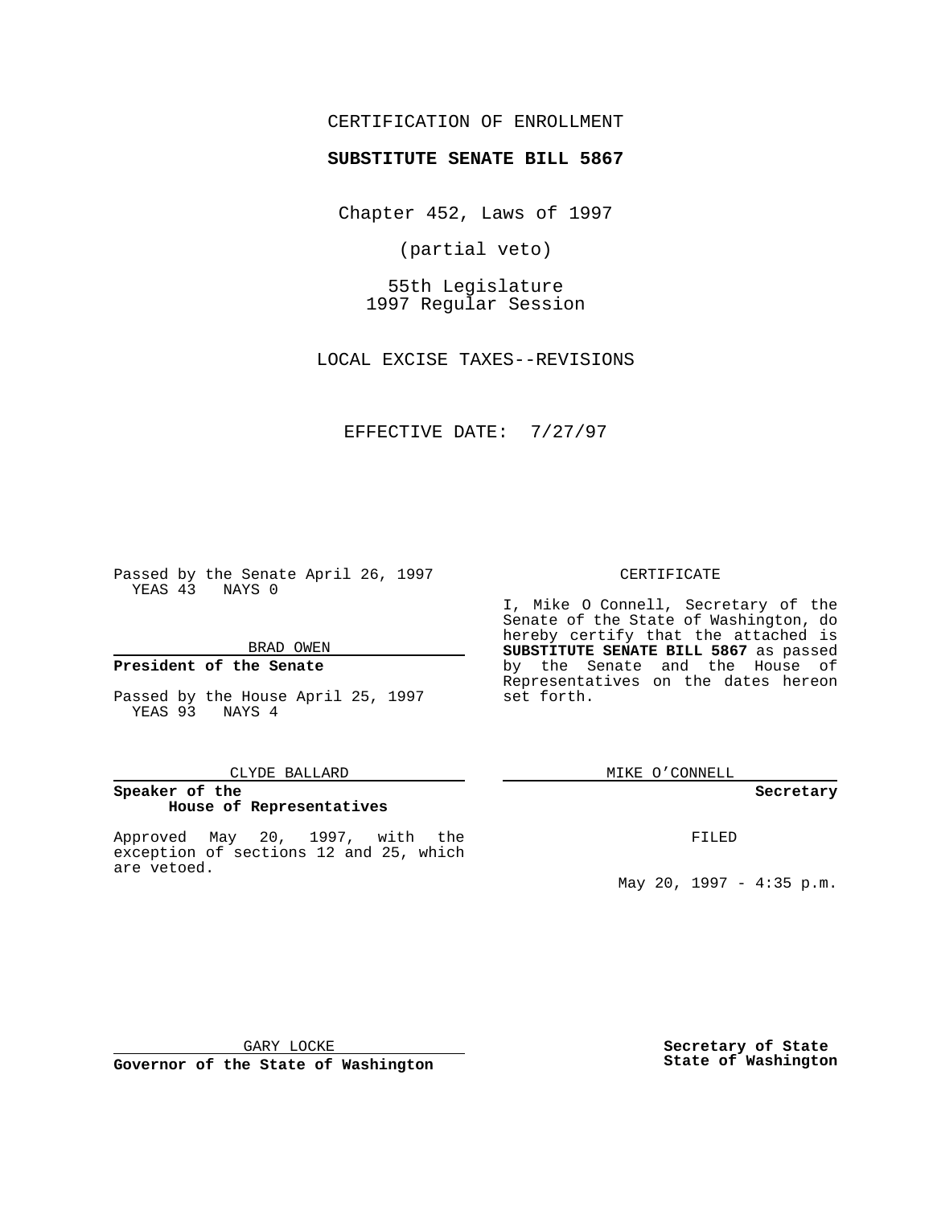CERTIFICATION OF ENROLLMENT

**SUBSTITUTE SENATE BILL 5867**

Chapter 452, Laws of 1997

(partial veto)

55th Legislature
1997 Regular Session

LOCAL EXCISE TAXES--REVISIONS

EFFECTIVE DATE: 7/27/97

Passed by the Senate April 26, 1997
YEAS 43 NAYS 0

BRAD OWEN

**President of the Senate**

Passed by the House April 25, 1997
YEAS 93 NAYS 4

CLYDE BALLARD

**Speaker of the House of Representatives**

Approved May 20, 1997, with the exception of sections 12 and 25, which are vetoed.

GARY LOCKE

**Governor of the State of Washington**

CERTIFICATE

I, Mike O Connell, Secretary of the Senate of the State of Washington, do hereby certify that the attached is **SUBSTITUTE SENATE BILL 5867** as passed by the Senate and the House of Representatives on the dates hereon set forth.

MIKE O'CONNELL

**Secretary**

FILED

May 20, 1997 - 4:35 p.m.

**Secretary of State**
**State of Washington**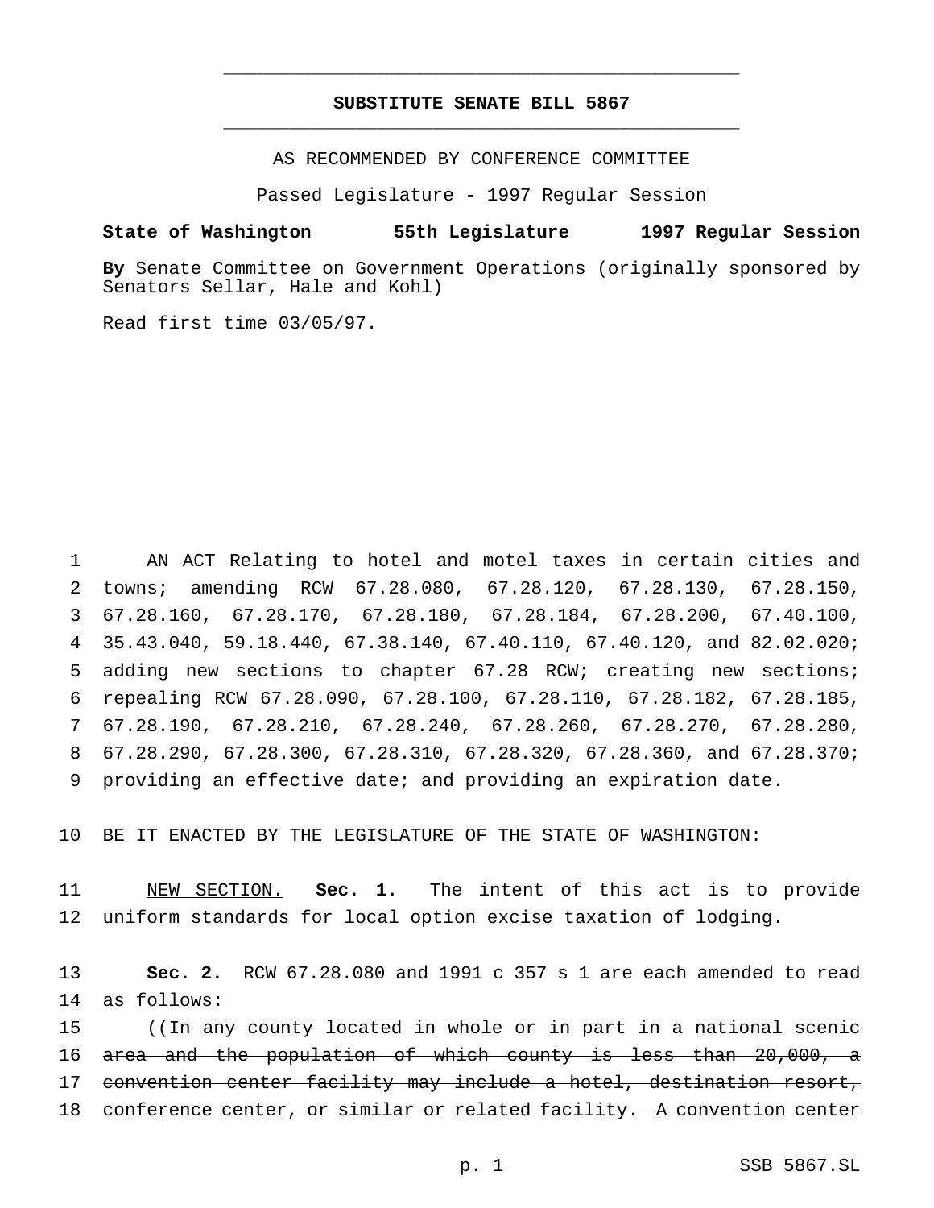# SUBSTITUTE SENATE BILL 5867

AS RECOMMENDED BY CONFERENCE COMMITTEE

Passed Legislature - 1997 Regular Session

**State of Washington 55th Legislature 1997 Regular Session**

**By** Senate Committee on Government Operations (originally sponsored by Senators Sellar, Hale and Kohl)

Read first time 03/05/97.

AN ACT Relating to hotel and motel taxes in certain cities and towns; amending RCW 67.28.080, 67.28.120, 67.28.130, 67.28.150, 67.28.160, 67.28.170, 67.28.180, 67.28.184, 67.28.200, 67.40.100, 35.43.040, 59.18.440, 67.38.140, 67.40.110, 67.40.120, and 82.02.020; adding new sections to chapter 67.28 RCW; creating new sections; repealing RCW 67.28.090, 67.28.100, 67.28.110, 67.28.182, 67.28.185, 67.28.190, 67.28.210, 67.28.240, 67.28.260, 67.28.270, 67.28.280, 67.28.290, 67.28.300, 67.28.310, 67.28.320, 67.28.360, and 67.28.370; providing an effective date; and providing an expiration date.

BE IT ENACTED BY THE LEGISLATURE OF THE STATE OF WASHINGTON:

NEW SECTION. **Sec. 1.** The intent of this act is to provide uniform standards for local option excise taxation of lodging.

**Sec. 2.** RCW 67.28.080 and 1991 c 357 s 1 are each amended to read as follows:

((~~In any county located in whole or in part in a national scenic area and the population of which county is less than 20,000, a convention center facility may include a hotel, destination resort, conference center, or similar or related facility. A convention center~~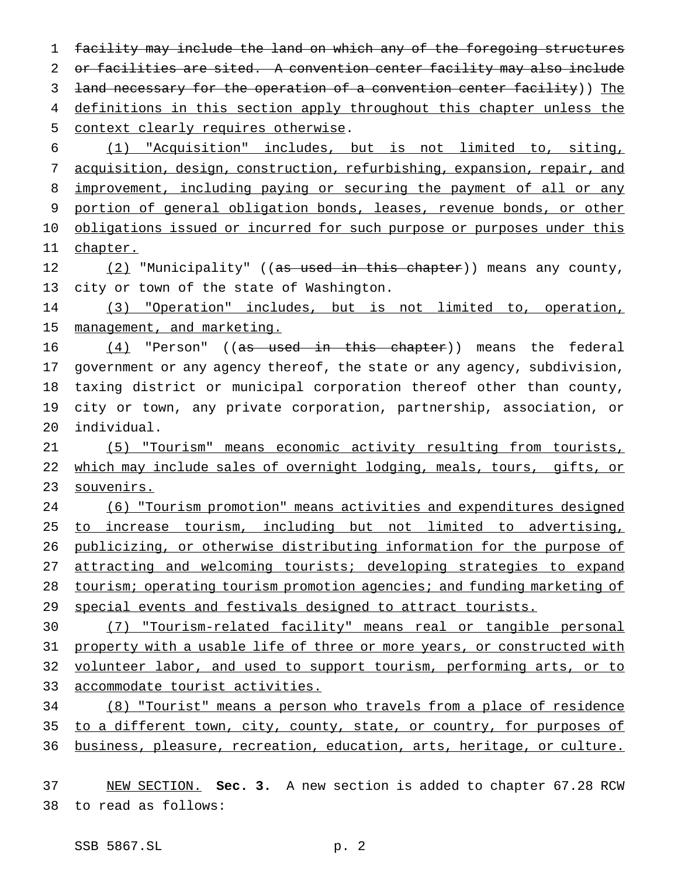~~facility may include the land on which any of the foregoing structures or facilities are sited. A convention center facility may also include land necessary for the operation of a convention center facility~~)) <u>The definitions in this section apply throughout this chapter unless the context clearly requires otherwise</u>.

<u>(1) "Acquisition" includes, but is not limited to, siting, acquisition, design, construction, refurbishing, expansion, repair, and improvement, including paying or securing the payment of all or any portion of general obligation bonds, leases, revenue bonds, or other obligations issued or incurred for such purpose or purposes under this chapter.</u>

<u>(2)</u> "Municipality" ((~~as used in this chapter~~)) means any county, city or town of the state of Washington.

<u>(3) "Operation" includes, but is not limited to, operation, management, and marketing.</u>

<u>(4)</u> "Person" ((~~as used in this chapter~~)) means the federal government or any agency thereof, the state or any agency, subdivision, taxing district or municipal corporation thereof other than county, city or town, any private corporation, partnership, association, or individual.

<u>(5) "Tourism" means economic activity resulting from tourists, which may include sales of overnight lodging, meals, tours, gifts, or souvenirs.</u>

<u>(6) "Tourism promotion" means activities and expenditures designed to increase tourism, including but not limited to advertising, publicizing, or otherwise distributing information for the purpose of attracting and welcoming tourists; developing strategies to expand tourism; operating tourism promotion agencies; and funding marketing of special events and festivals designed to attract tourists.</u>

<u>(7) "Tourism-related facility" means real or tangible personal property with a usable life of three or more years, or constructed with volunteer labor, and used to support tourism, performing arts, or to accommodate tourist activities.</u>

<u>(8) "Tourist" means a person who travels from a place of residence to a different town, city, county, state, or country, for purposes of business, pleasure, recreation, education, arts, heritage, or culture.</u>

<u>NEW SECTION.</u> **Sec. 3.** A new section is added to chapter 67.28 RCW to read as follows: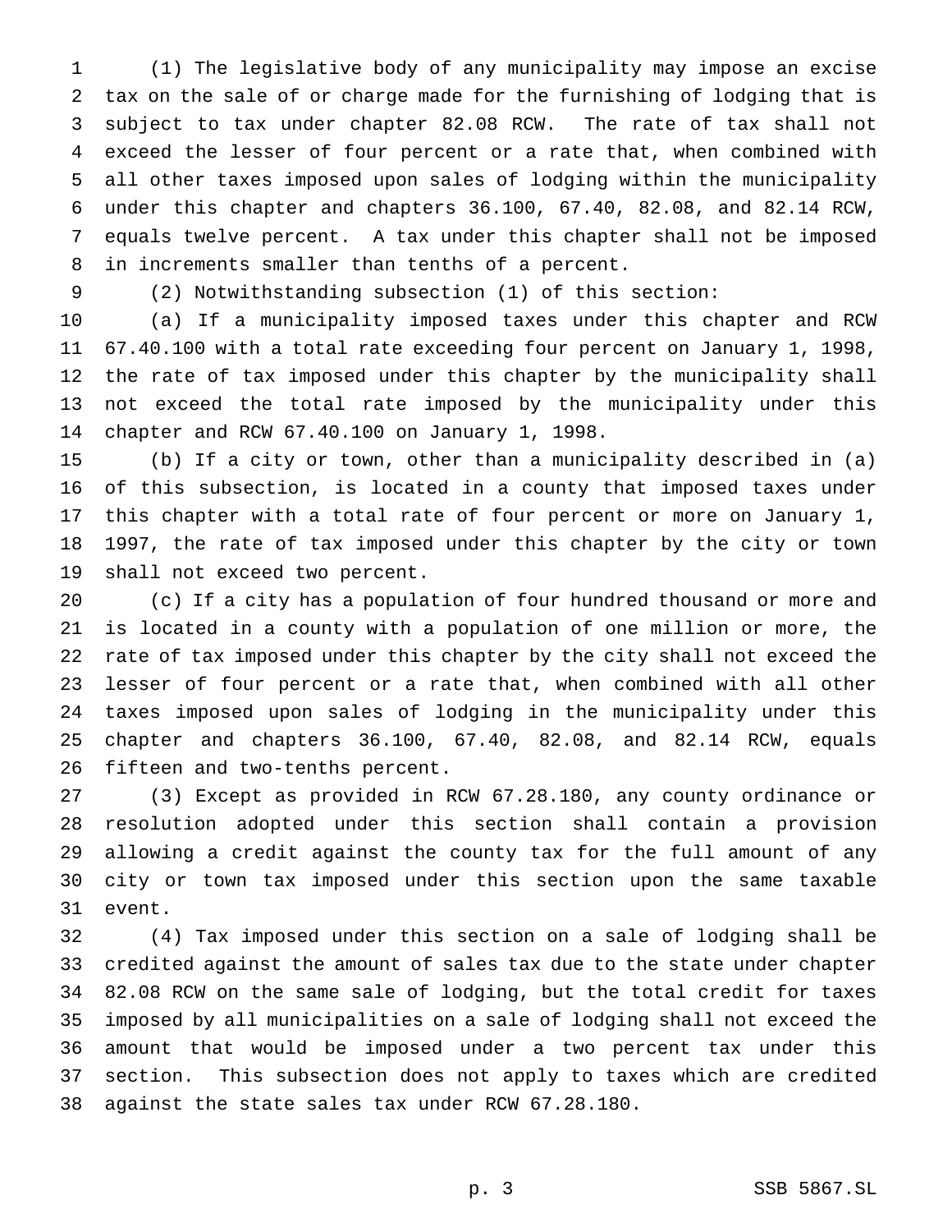(1) The legislative body of any municipality may impose an excise tax on the sale of or charge made for the furnishing of lodging that is subject to tax under chapter 82.08 RCW. The rate of tax shall not exceed the lesser of four percent or a rate that, when combined with all other taxes imposed upon sales of lodging within the municipality under this chapter and chapters 36.100, 67.40, 82.08, and 82.14 RCW, equals twelve percent. A tax under this chapter shall not be imposed in increments smaller than tenths of a percent.

(2) Notwithstanding subsection (1) of this section:

(a) If a municipality imposed taxes under this chapter and RCW 67.40.100 with a total rate exceeding four percent on January 1, 1998, the rate of tax imposed under this chapter by the municipality shall not exceed the total rate imposed by the municipality under this chapter and RCW 67.40.100 on January 1, 1998.

(b) If a city or town, other than a municipality described in (a) of this subsection, is located in a county that imposed taxes under this chapter with a total rate of four percent or more on January 1, 1997, the rate of tax imposed under this chapter by the city or town shall not exceed two percent.

(c) If a city has a population of four hundred thousand or more and is located in a county with a population of one million or more, the rate of tax imposed under this chapter by the city shall not exceed the lesser of four percent or a rate that, when combined with all other taxes imposed upon sales of lodging in the municipality under this chapter and chapters 36.100, 67.40, 82.08, and 82.14 RCW, equals fifteen and two-tenths percent.

(3) Except as provided in RCW 67.28.180, any county ordinance or resolution adopted under this section shall contain a provision allowing a credit against the county tax for the full amount of any city or town tax imposed under this section upon the same taxable event.

(4) Tax imposed under this section on a sale of lodging shall be credited against the amount of sales tax due to the state under chapter 82.08 RCW on the same sale of lodging, but the total credit for taxes imposed by all municipalities on a sale of lodging shall not exceed the amount that would be imposed under a two percent tax under this section. This subsection does not apply to taxes which are credited against the state sales tax under RCW 67.28.180.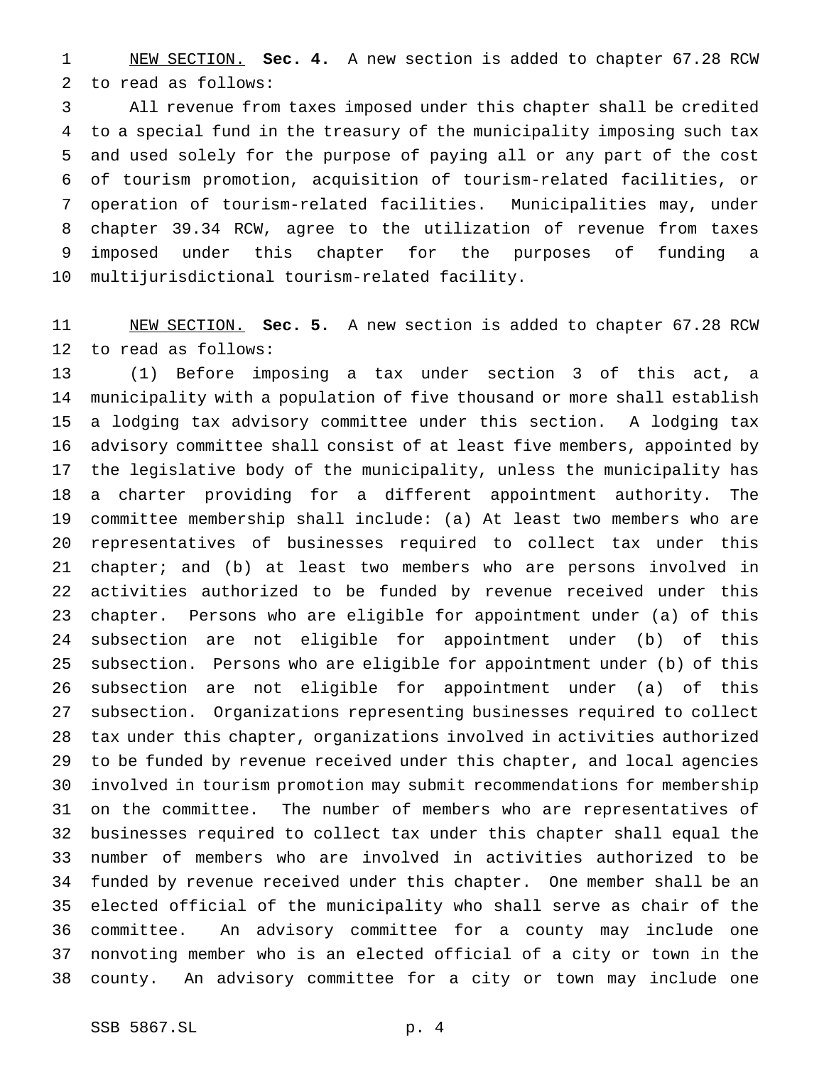NEW SECTION. **Sec. 4.** A new section is added to chapter 67.28 RCW to read as follows:

All revenue from taxes imposed under this chapter shall be credited to a special fund in the treasury of the municipality imposing such tax and used solely for the purpose of paying all or any part of the cost of tourism promotion, acquisition of tourism-related facilities, or operation of tourism-related facilities. Municipalities may, under chapter 39.34 RCW, agree to the utilization of revenue from taxes imposed under this chapter for the purposes of funding a multijurisdictional tourism-related facility.

NEW SECTION. **Sec. 5.** A new section is added to chapter 67.28 RCW to read as follows:

(1) Before imposing a tax under section 3 of this act, a municipality with a population of five thousand or more shall establish a lodging tax advisory committee under this section. A lodging tax advisory committee shall consist of at least five members, appointed by the legislative body of the municipality, unless the municipality has a charter providing for a different appointment authority. The committee membership shall include: (a) At least two members who are representatives of businesses required to collect tax under this chapter; and (b) at least two members who are persons involved in activities authorized to be funded by revenue received under this chapter. Persons who are eligible for appointment under (a) of this subsection are not eligible for appointment under (b) of this subsection. Persons who are eligible for appointment under (b) of this subsection are not eligible for appointment under (a) of this subsection. Organizations representing businesses required to collect tax under this chapter, organizations involved in activities authorized to be funded by revenue received under this chapter, and local agencies involved in tourism promotion may submit recommendations for membership on the committee. The number of members who are representatives of businesses required to collect tax under this chapter shall equal the number of members who are involved in activities authorized to be funded by revenue received under this chapter. One member shall be an elected official of the municipality who shall serve as chair of the committee. An advisory committee for a county may include one nonvoting member who is an elected official of a city or town in the county. An advisory committee for a city or town may include one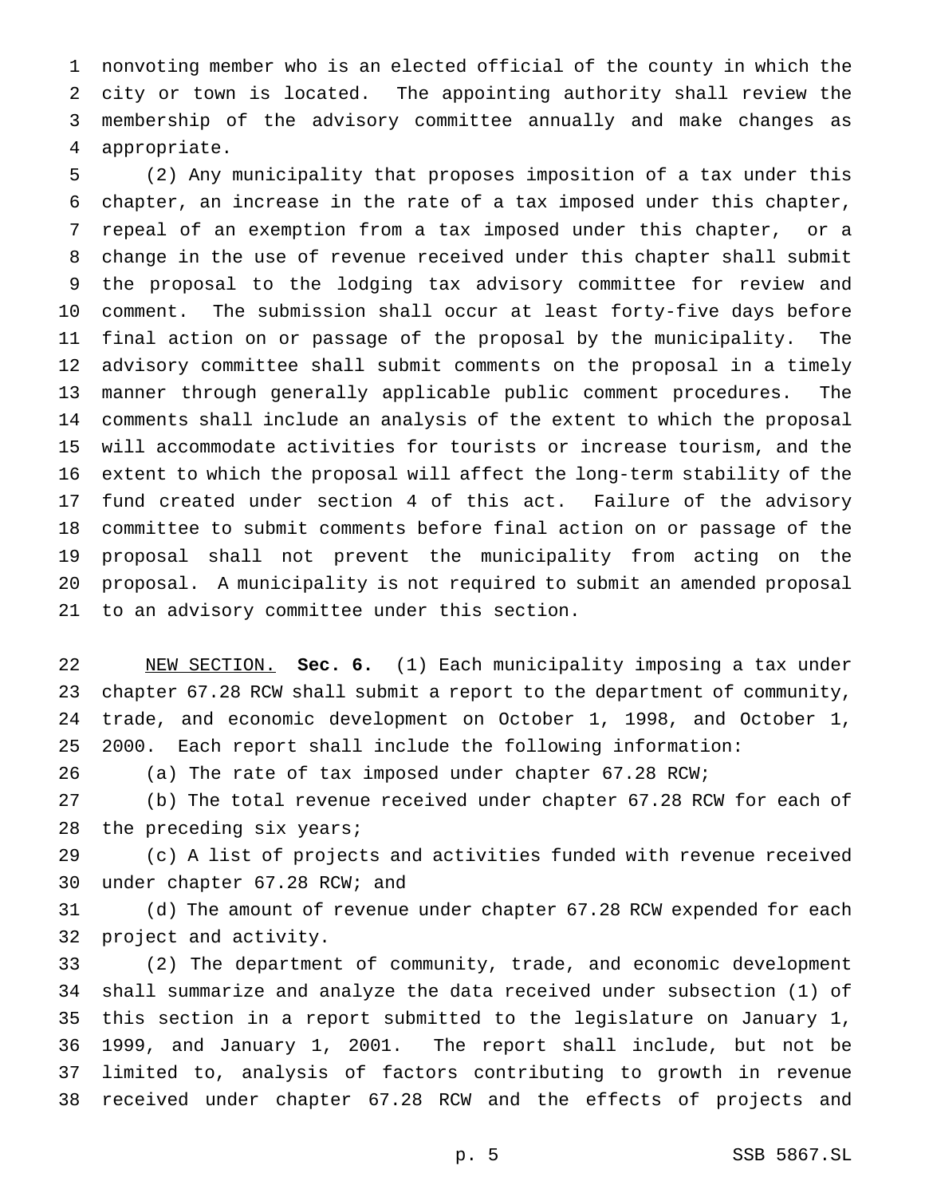nonvoting member who is an elected official of the county in which the city or town is located. The appointing authority shall review the membership of the advisory committee annually and make changes as appropriate.

(2) Any municipality that proposes imposition of a tax under this chapter, an increase in the rate of a tax imposed under this chapter, repeal of an exemption from a tax imposed under this chapter, or a change in the use of revenue received under this chapter shall submit the proposal to the lodging tax advisory committee for review and comment. The submission shall occur at least forty-five days before final action on or passage of the proposal by the municipality. The advisory committee shall submit comments on the proposal in a timely manner through generally applicable public comment procedures. The comments shall include an analysis of the extent to which the proposal will accommodate activities for tourists or increase tourism, and the extent to which the proposal will affect the long-term stability of the fund created under section 4 of this act. Failure of the advisory committee to submit comments before final action on or passage of the proposal shall not prevent the municipality from acting on the proposal. A municipality is not required to submit an amended proposal to an advisory committee under this section.

NEW SECTION. **Sec. 6.** (1) Each municipality imposing a tax under chapter 67.28 RCW shall submit a report to the department of community, trade, and economic development on October 1, 1998, and October 1, 2000. Each report shall include the following information:

(a) The rate of tax imposed under chapter 67.28 RCW;

(b) The total revenue received under chapter 67.28 RCW for each of the preceding six years;

(c) A list of projects and activities funded with revenue received under chapter 67.28 RCW; and

(d) The amount of revenue under chapter 67.28 RCW expended for each project and activity.

(2) The department of community, trade, and economic development shall summarize and analyze the data received under subsection (1) of this section in a report submitted to the legislature on January 1, 1999, and January 1, 2001. The report shall include, but not be limited to, analysis of factors contributing to growth in revenue received under chapter 67.28 RCW and the effects of projects and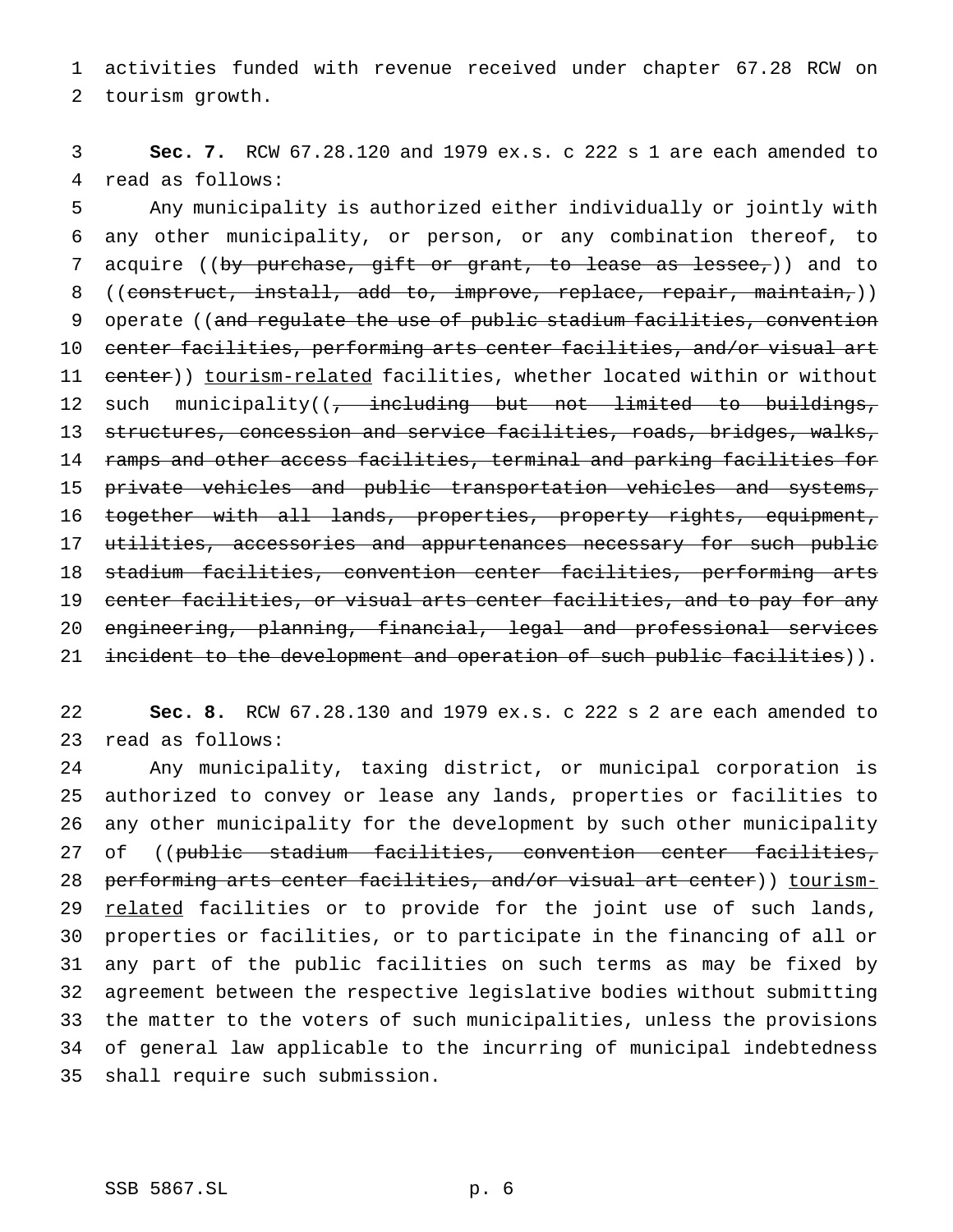activities funded with revenue received under chapter 67.28 RCW on tourism growth.

**Sec. 7.** RCW 67.28.120 and 1979 ex.s. c 222 s 1 are each amended to read as follows:

Any municipality is authorized either individually or jointly with any other municipality, or person, or any combination thereof, to acquire ((~~by purchase, gift or grant, to lease as lessee,~~)) and to ((~~construct, install, add to, improve, replace, repair, maintain,~~)) operate ((~~and regulate the use of public stadium facilities, convention center facilities, performing arts center facilities, and/or visual art center~~)) <u>tourism-related</u> facilities, whether located within or without such municipality((~~, including but not limited to buildings, structures, concession and service facilities, roads, bridges, walks, ramps and other access facilities, terminal and parking facilities for private vehicles and public transportation vehicles and systems, together with all lands, properties, property rights, equipment, utilities, accessories and appurtenances necessary for such public stadium facilities, convention center facilities, performing arts center facilities, or visual arts center facilities, and to pay for any engineering, planning, financial, legal and professional services incident to the development and operation of such public facilities~~)).

**Sec. 8.** RCW 67.28.130 and 1979 ex.s. c 222 s 2 are each amended to read as follows:

Any municipality, taxing district, or municipal corporation is authorized to convey or lease any lands, properties or facilities to any other municipality for the development by such other municipality of ((~~public stadium facilities, convention center facilities, performing arts center facilities, and/or visual art center~~)) <u>tourism-related</u> facilities or to provide for the joint use of such lands, properties or facilities, or to participate in the financing of all or any part of the public facilities on such terms as may be fixed by agreement between the respective legislative bodies without submitting the matter to the voters of such municipalities, unless the provisions of general law applicable to the incurring of municipal indebtedness shall require such submission.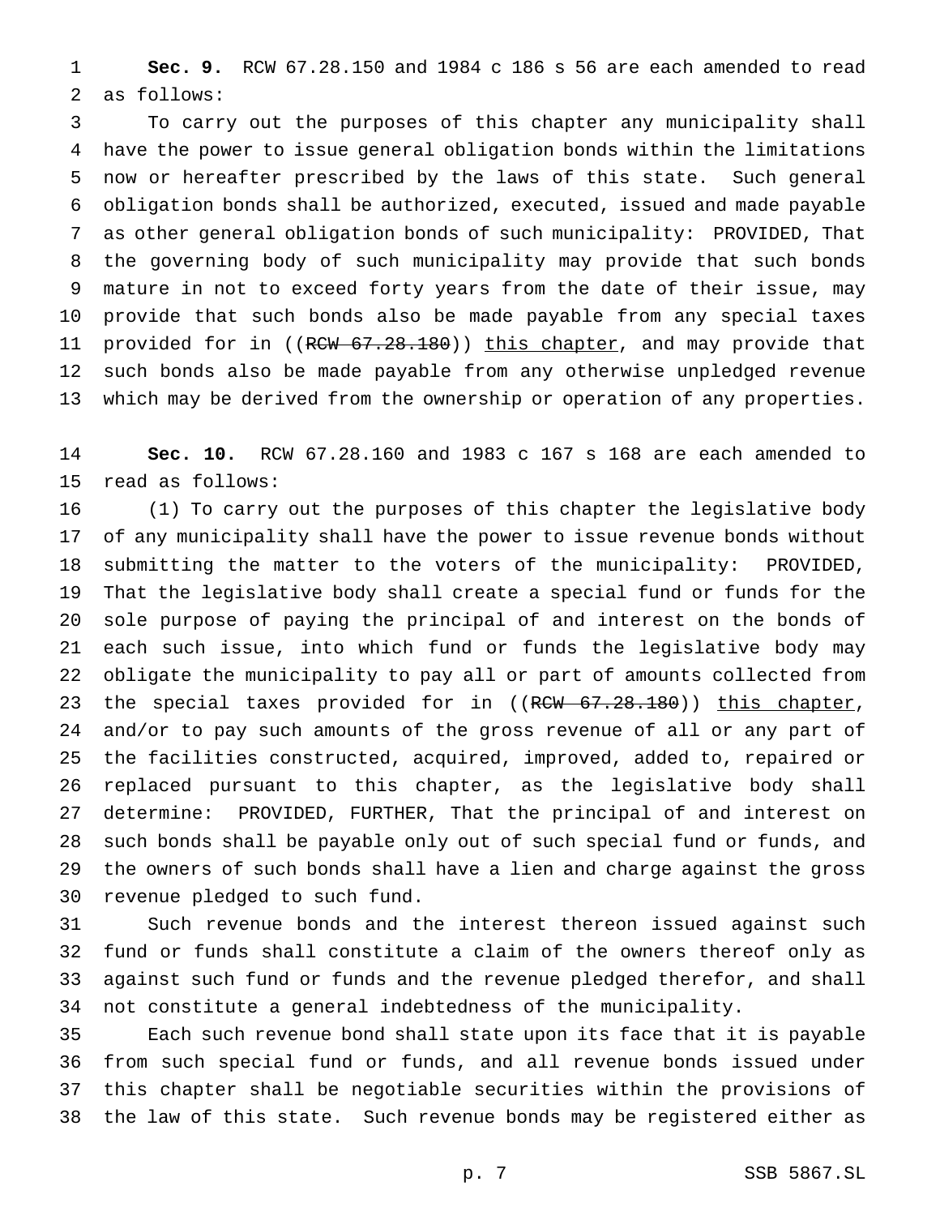**Sec. 9.** RCW 67.28.150 and 1984 c 186 s 56 are each amended to read as follows:

To carry out the purposes of this chapter any municipality shall have the power to issue general obligation bonds within the limitations now or hereafter prescribed by the laws of this state. Such general obligation bonds shall be authorized, executed, issued and made payable as other general obligation bonds of such municipality: PROVIDED, That the governing body of such municipality may provide that such bonds mature in not to exceed forty years from the date of their issue, may provide that such bonds also be made payable from any special taxes provided for in ((~~RCW 67.28.180~~)) this chapter, and may provide that such bonds also be made payable from any otherwise unpledged revenue which may be derived from the ownership or operation of any properties.

**Sec. 10.** RCW 67.28.160 and 1983 c 167 s 168 are each amended to read as follows:

(1) To carry out the purposes of this chapter the legislative body of any municipality shall have the power to issue revenue bonds without submitting the matter to the voters of the municipality: PROVIDED, That the legislative body shall create a special fund or funds for the sole purpose of paying the principal of and interest on the bonds of each such issue, into which fund or funds the legislative body may obligate the municipality to pay all or part of amounts collected from the special taxes provided for in ((~~RCW 67.28.180~~)) this chapter, and/or to pay such amounts of the gross revenue of all or any part of the facilities constructed, acquired, improved, added to, repaired or replaced pursuant to this chapter, as the legislative body shall determine: PROVIDED, FURTHER, That the principal of and interest on such bonds shall be payable only out of such special fund or funds, and the owners of such bonds shall have a lien and charge against the gross revenue pledged to such fund.

Such revenue bonds and the interest thereon issued against such fund or funds shall constitute a claim of the owners thereof only as against such fund or funds and the revenue pledged therefor, and shall not constitute a general indebtedness of the municipality.

Each such revenue bond shall state upon its face that it is payable from such special fund or funds, and all revenue bonds issued under this chapter shall be negotiable securities within the provisions of the law of this state. Such revenue bonds may be registered either as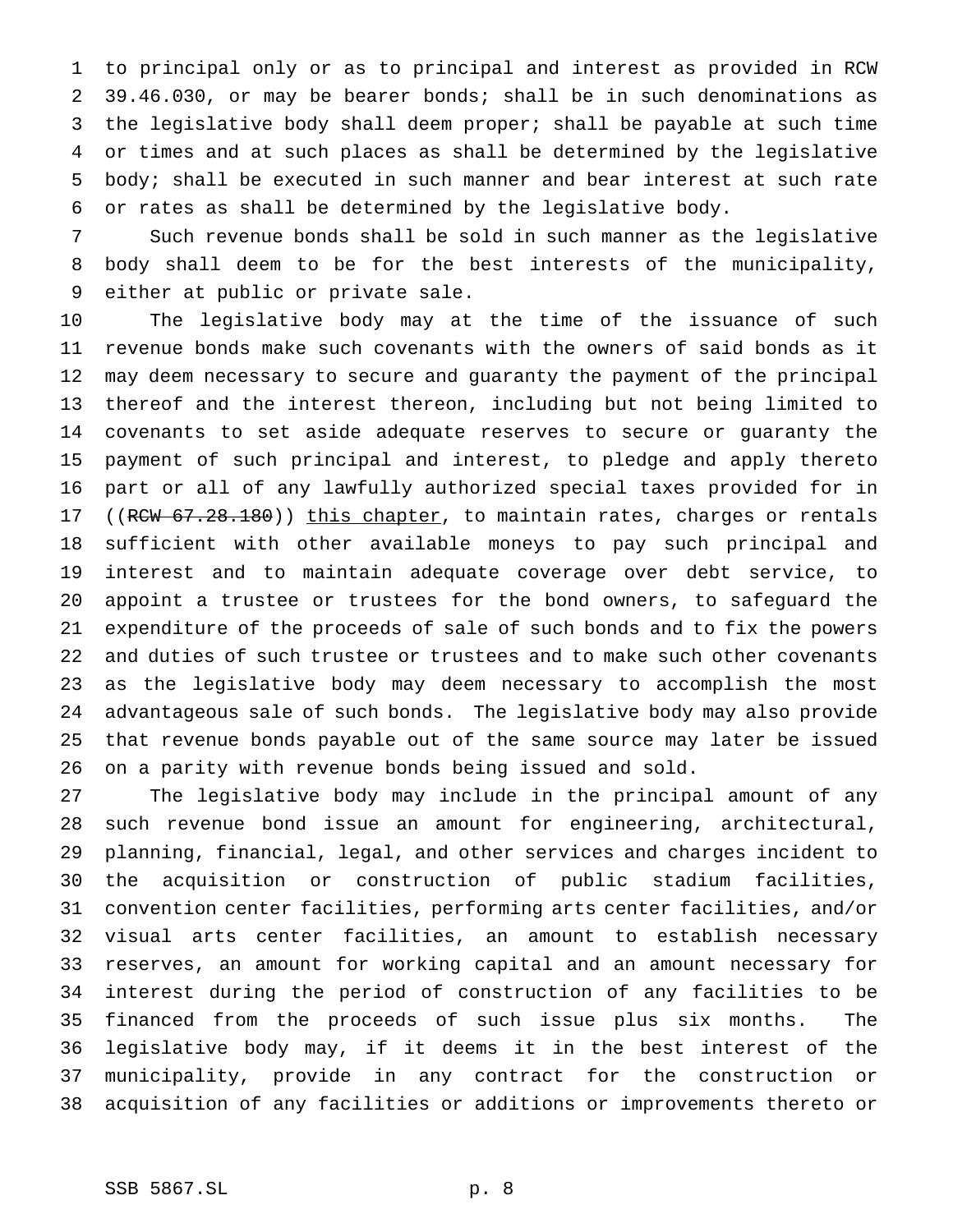to principal only or as to principal and interest as provided in RCW 39.46.030, or may be bearer bonds; shall be in such denominations as the legislative body shall deem proper; shall be payable at such time or times and at such places as shall be determined by the legislative body; shall be executed in such manner and bear interest at such rate or rates as shall be determined by the legislative body.

Such revenue bonds shall be sold in such manner as the legislative body shall deem to be for the best interests of the municipality, either at public or private sale.

The legislative body may at the time of the issuance of such revenue bonds make such covenants with the owners of said bonds as it may deem necessary to secure and guaranty the payment of the principal thereof and the interest thereon, including but not being limited to covenants to set aside adequate reserves to secure or guaranty the payment of such principal and interest, to pledge and apply thereto part or all of any lawfully authorized special taxes provided for in ((~~RCW 67.28.180~~)) this chapter, to maintain rates, charges or rentals sufficient with other available moneys to pay such principal and interest and to maintain adequate coverage over debt service, to appoint a trustee or trustees for the bond owners, to safeguard the expenditure of the proceeds of sale of such bonds and to fix the powers and duties of such trustee or trustees and to make such other covenants as the legislative body may deem necessary to accomplish the most advantageous sale of such bonds. The legislative body may also provide that revenue bonds payable out of the same source may later be issued on a parity with revenue bonds being issued and sold.

The legislative body may include in the principal amount of any such revenue bond issue an amount for engineering, architectural, planning, financial, legal, and other services and charges incident to the acquisition or construction of public stadium facilities, convention center facilities, performing arts center facilities, and/or visual arts center facilities, an amount to establish necessary reserves, an amount for working capital and an amount necessary for interest during the period of construction of any facilities to be financed from the proceeds of such issue plus six months. The legislative body may, if it deems it in the best interest of the municipality, provide in any contract for the construction or acquisition of any facilities or additions or improvements thereto or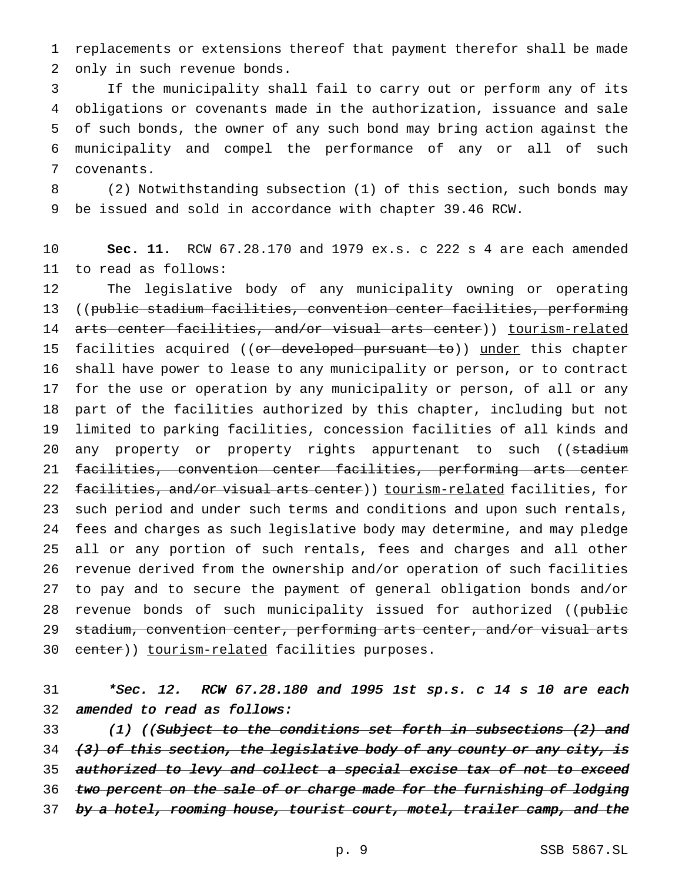replacements or extensions thereof that payment therefor shall be made only in such revenue bonds.

If the municipality shall fail to carry out or perform any of its obligations or covenants made in the authorization, issuance and sale of such bonds, the owner of any such bond may bring action against the municipality and compel the performance of any or all of such covenants.

(2) Notwithstanding subsection (1) of this section, such bonds may be issued and sold in accordance with chapter 39.46 RCW.

**Sec. 11.** RCW 67.28.170 and 1979 ex.s. c 222 s 4 are each amended to read as follows:

The legislative body of any municipality owning or operating ((~~public stadium facilities, convention center facilities, performing arts center facilities, and/or visual arts center~~)) tourism-related facilities acquired ((~~or developed pursuant to~~)) under this chapter shall have power to lease to any municipality or person, or to contract for the use or operation by any municipality or person, of all or any part of the facilities authorized by this chapter, including but not limited to parking facilities, concession facilities of all kinds and any property or property rights appurtenant to such ((~~stadium facilities, convention center facilities, performing arts center facilities, and/or visual arts center~~)) tourism-related facilities, for such period and under such terms and conditions and upon such rentals, fees and charges as such legislative body may determine, and may pledge all or any portion of such rentals, fees and charges and all other revenue derived from the ownership and/or operation of such facilities to pay and to secure the payment of general obligation bonds and/or revenue bonds of such municipality issued for authorized ((~~public stadium, convention center, performing arts center, and/or visual arts center~~)) tourism-related facilities purposes.

***\*Sec. 12. RCW 67.28.180 and 1995 1st sp.s. c 14 s 10 are each amended to read as follows:***

*(1) ((~~Subject to the conditions set forth in subsections (2) and (3) of this section, the legislative body of any county or any city, is authorized to levy and collect a special excise tax of not to exceed two percent on the sale of or charge made for the furnishing of lodging by a hotel, rooming house, tourist court, motel, trailer camp, and the~~*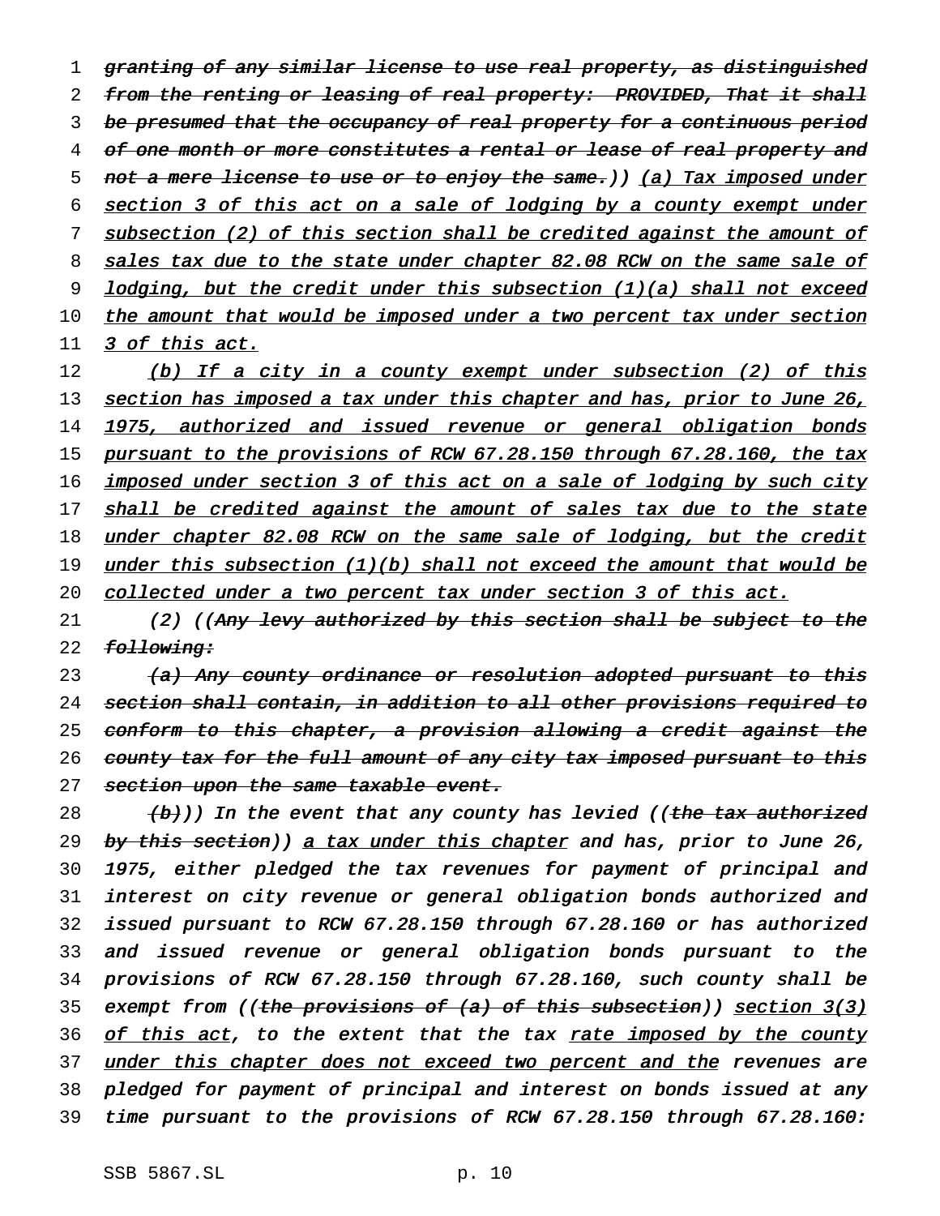~~granting of any similar license to use real property, as distinguished from the renting or leasing of real property: PROVIDED, That it shall be presumed that the occupancy of real property for a continuous period of one month or more constitutes a rental or lease of real property and not a mere license to use or to enjoy the same.~~)) <u>(a) Tax imposed under section 3 of this act on a sale of lodging by a county exempt under subsection (2) of this section shall be credited against the amount of sales tax due to the state under chapter 82.08 RCW on the same sale of lodging, but the credit under this subsection (1)(a) shall not exceed the amount that would be imposed under a two percent tax under section 3 of this act.</u>

<u>(b) If a city in a county exempt under subsection (2) of this section has imposed a tax under this chapter and has, prior to June 26, 1975, authorized and issued revenue or general obligation bonds pursuant to the provisions of RCW 67.28.150 through 67.28.160, the tax imposed under section 3 of this act on a sale of lodging by such city shall be credited against the amount of sales tax due to the state under chapter 82.08 RCW on the same sale of lodging, but the credit under this subsection (1)(b) shall not exceed the amount that would be collected under a two percent tax under section 3 of this act.</u>

(2) ((~~Any levy authorized by this section shall be subject to the following:~~

~~(a) Any county ordinance or resolution adopted pursuant to this section shall contain, in addition to all other provisions required to conform to this chapter, a provision allowing a credit against the county tax for the full amount of any city tax imposed pursuant to this section upon the same taxable event.~~

~~(b)~~)) In the event that any county has levied ((~~the tax authorized by this section~~)) <u>a tax under this chapter</u> and has, prior to June 26, 1975, either pledged the tax revenues for payment of principal and interest on city revenue or general obligation bonds authorized and issued pursuant to RCW 67.28.150 through 67.28.160 or has authorized and issued revenue or general obligation bonds pursuant to the provisions of RCW 67.28.150 through 67.28.160, such county shall be exempt from ((~~the provisions of (a) of this subsection~~)) <u>section 3(3) of this act</u>, to the extent that the tax <u>rate imposed by the county under this chapter does not exceed two percent and the</u> revenues are pledged for payment of principal and interest on bonds issued at any time pursuant to the provisions of RCW 67.28.150 through 67.28.160: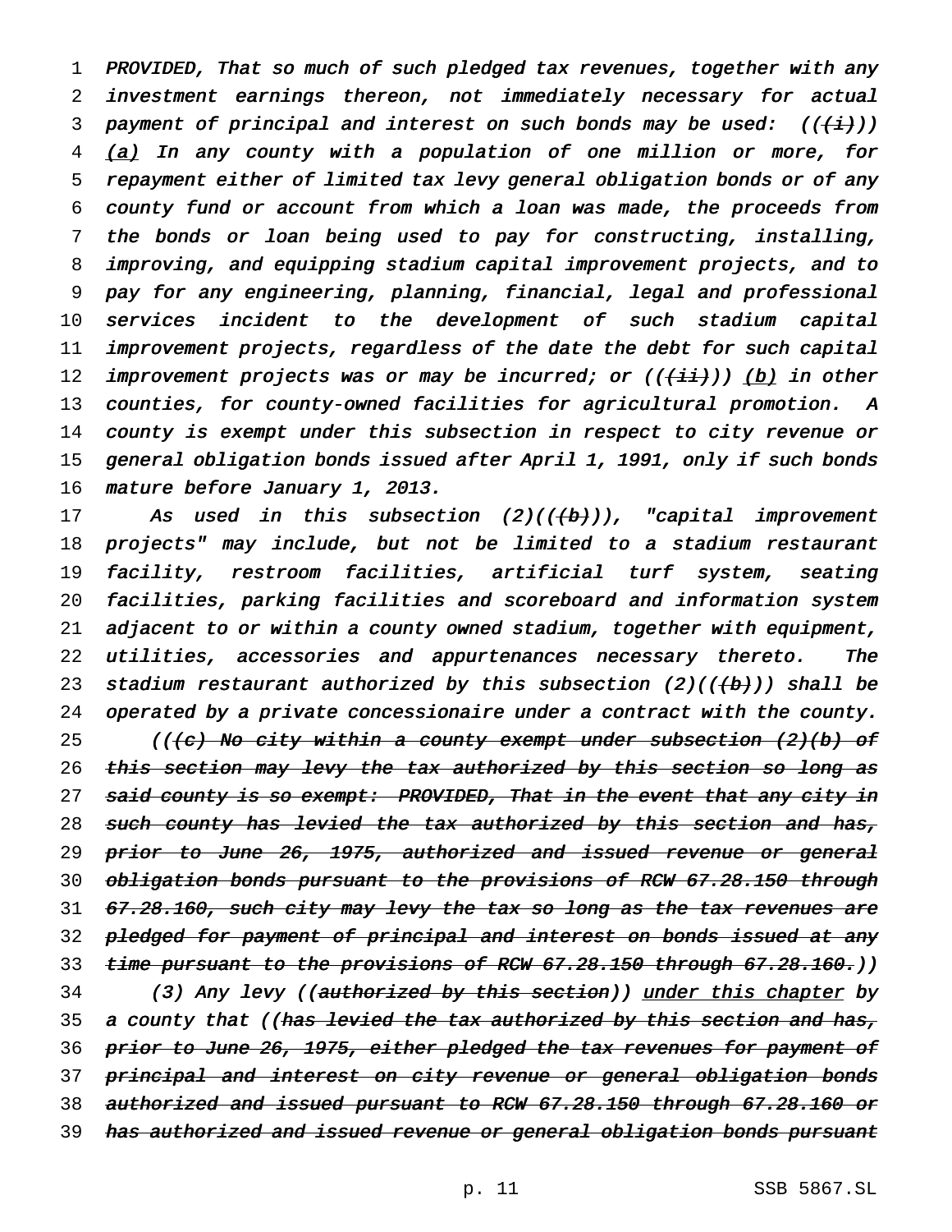*PROVIDED, That so much of such pledged tax revenues, together with any investment earnings thereon, not immediately necessary for actual payment of principal and interest on such bonds may be used: ((~~(i)~~)) (a) In any county with a population of one million or more, for repayment either of limited tax levy general obligation bonds or of any county fund or account from which a loan was made, the proceeds from the bonds or loan being used to pay for constructing, installing, improving, and equipping stadium capital improvement projects, and to pay for any engineering, planning, financial, legal and professional services incident to the development of such stadium capital improvement projects, regardless of the date the debt for such capital improvement projects was or may be incurred; or ((~~(ii)~~)) (b) in other counties, for county-owned facilities for agricultural promotion. A county is exempt under this subsection in respect to city revenue or general obligation bonds issued after April 1, 1991, only if such bonds mature before January 1, 2013.*

*As used in this subsection (2)((~~(b)~~)), "capital improvement projects" may include, but not be limited to a stadium restaurant facility, restroom facilities, artificial turf system, seating facilities, parking facilities and scoreboard and information system adjacent to or within a county owned stadium, together with equipment, utilities, accessories and appurtenances necessary thereto. The stadium restaurant authorized by this subsection (2)((~~(b)~~)) shall be operated by a private concessionaire under a contract with the county.*

*((~~(c) No city within a county exempt under subsection (2)(b) of this section may levy the tax authorized by this section so long as said county is so exempt: PROVIDED, That in the event that any city in such county has levied the tax authorized by this section and has, prior to June 26, 1975, authorized and issued revenue or general obligation bonds pursuant to the provisions of RCW 67.28.150 through 67.28.160, such city may levy the tax so long as the tax revenues are pledged for payment of principal and interest on bonds issued at any time pursuant to the provisions of RCW 67.28.150 through 67.28.160.~~))*

*(3) Any levy ((~~authorized by this section~~)) under this chapter by a county that ((~~has levied the tax authorized by this section and has, prior to June 26, 1975, either pledged the tax revenues for payment of principal and interest on city revenue or general obligation bonds authorized and issued pursuant to RCW 67.28.150 through 67.28.160 or has authorized and issued revenue or general obligation bonds pursuant~~*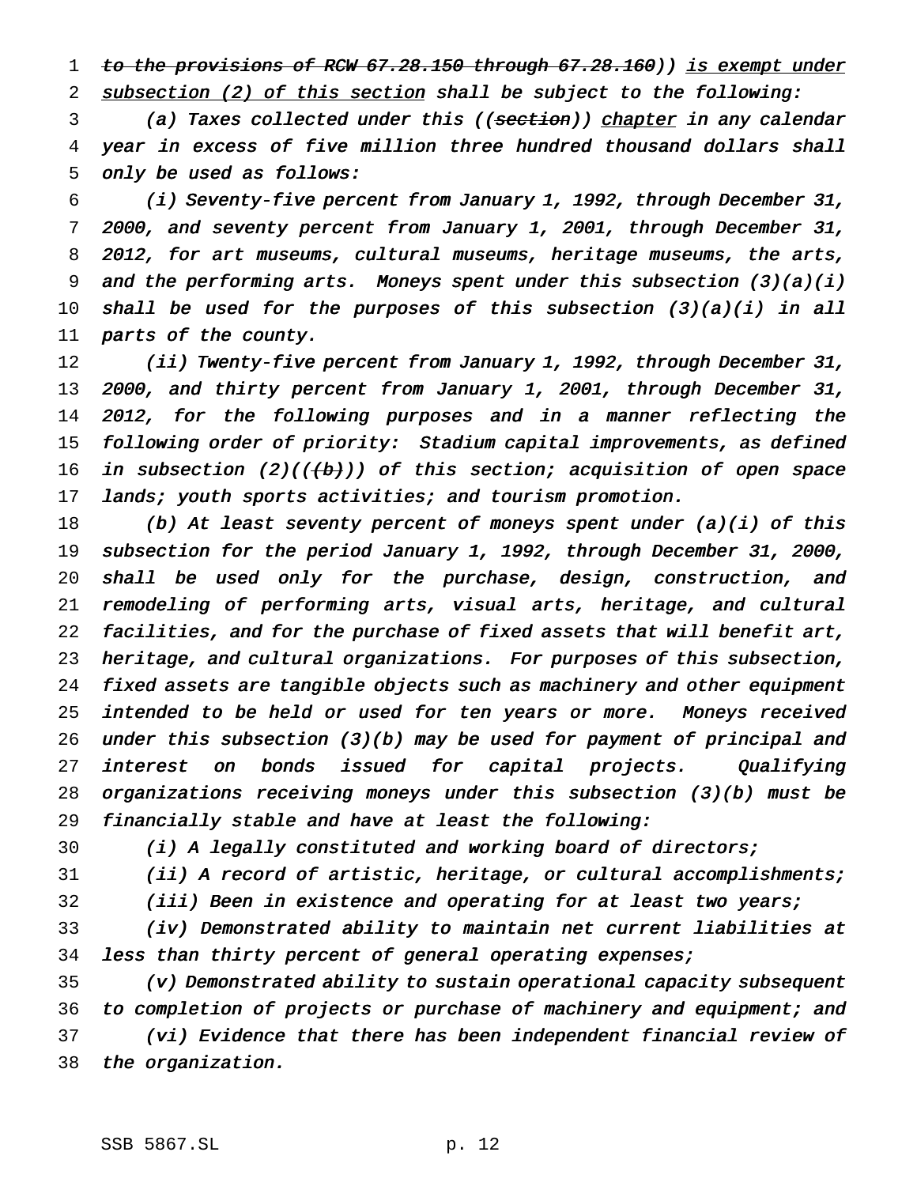~~to the provisions of RCW 67.28.150 through 67.28.160~~)) <u>is exempt under subsection (2) of this section</u> shall be subject to the following:

(a) Taxes collected under this ((~~section~~)) <u>chapter</u> in any calendar year in excess of five million three hundred thousand dollars shall only be used as follows:

(i) Seventy-five percent from January 1, 1992, through December 31, 2000, and seventy percent from January 1, 2001, through December 31, 2012, for art museums, cultural museums, heritage museums, the arts, and the performing arts. Moneys spent under this subsection (3)(a)(i) shall be used for the purposes of this subsection (3)(a)(i) in all parts of the county.

(ii) Twenty-five percent from January 1, 1992, through December 31, 2000, and thirty percent from January 1, 2001, through December 31, 2012, for the following purposes and in a manner reflecting the following order of priority: Stadium capital improvements, as defined in subsection (2)((~~(b)~~)) of this section; acquisition of open space lands; youth sports activities; and tourism promotion.

(b) At least seventy percent of moneys spent under (a)(i) of this subsection for the period January 1, 1992, through December 31, 2000, shall be used only for the purchase, design, construction, and remodeling of performing arts, visual arts, heritage, and cultural facilities, and for the purchase of fixed assets that will benefit art, heritage, and cultural organizations. For purposes of this subsection, fixed assets are tangible objects such as machinery and other equipment intended to be held or used for ten years or more. Moneys received under this subsection (3)(b) may be used for payment of principal and interest on bonds issued for capital projects. Qualifying organizations receiving moneys under this subsection (3)(b) must be financially stable and have at least the following:

(i) A legally constituted and working board of directors;

(ii) A record of artistic, heritage, or cultural accomplishments;

(iii) Been in existence and operating for at least two years;

(iv) Demonstrated ability to maintain net current liabilities at less than thirty percent of general operating expenses;

(v) Demonstrated ability to sustain operational capacity subsequent to completion of projects or purchase of machinery and equipment; and

(vi) Evidence that there has been independent financial review of the organization.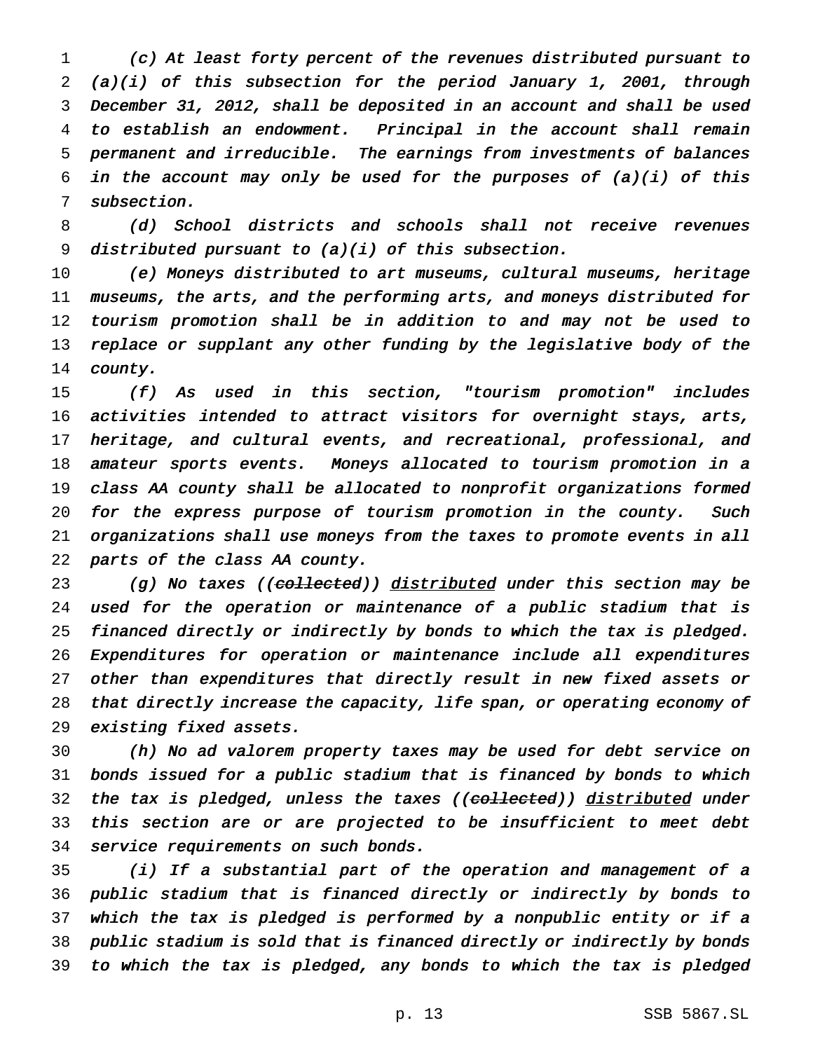*(c) At least forty percent of the revenues distributed pursuant to (a)(i) of this subsection for the period January 1, 2001, through December 31, 2012, shall be deposited in an account and shall be used to establish an endowment. Principal in the account shall remain permanent and irreducible. The earnings from investments of balances in the account may only be used for the purposes of (a)(i) of this subsection.*

*(d) School districts and schools shall not receive revenues distributed pursuant to (a)(i) of this subsection.*

*(e) Moneys distributed to art museums, cultural museums, heritage museums, the arts, and the performing arts, and moneys distributed for tourism promotion shall be in addition to and may not be used to replace or supplant any other funding by the legislative body of the county.*

*(f) As used in this section, "tourism promotion" includes activities intended to attract visitors for overnight stays, arts, heritage, and cultural events, and recreational, professional, and amateur sports events. Moneys allocated to tourism promotion in a class AA county shall be allocated to nonprofit organizations formed for the express purpose of tourism promotion in the county. Such organizations shall use moneys from the taxes to promote events in all parts of the class AA county.*

*(g) No taxes ((~~collected~~)) <u>distributed</u> under this section may be used for the operation or maintenance of a public stadium that is financed directly or indirectly by bonds to which the tax is pledged. Expenditures for operation or maintenance include all expenditures other than expenditures that directly result in new fixed assets or that directly increase the capacity, life span, or operating economy of existing fixed assets.*

*(h) No ad valorem property taxes may be used for debt service on bonds issued for a public stadium that is financed by bonds to which the tax is pledged, unless the taxes ((~~collected~~)) <u>distributed</u> under this section are or are projected to be insufficient to meet debt service requirements on such bonds.*

*(i) If a substantial part of the operation and management of a public stadium that is financed directly or indirectly by bonds to which the tax is pledged is performed by a nonpublic entity or if a public stadium is sold that is financed directly or indirectly by bonds to which the tax is pledged, any bonds to which the tax is pledged*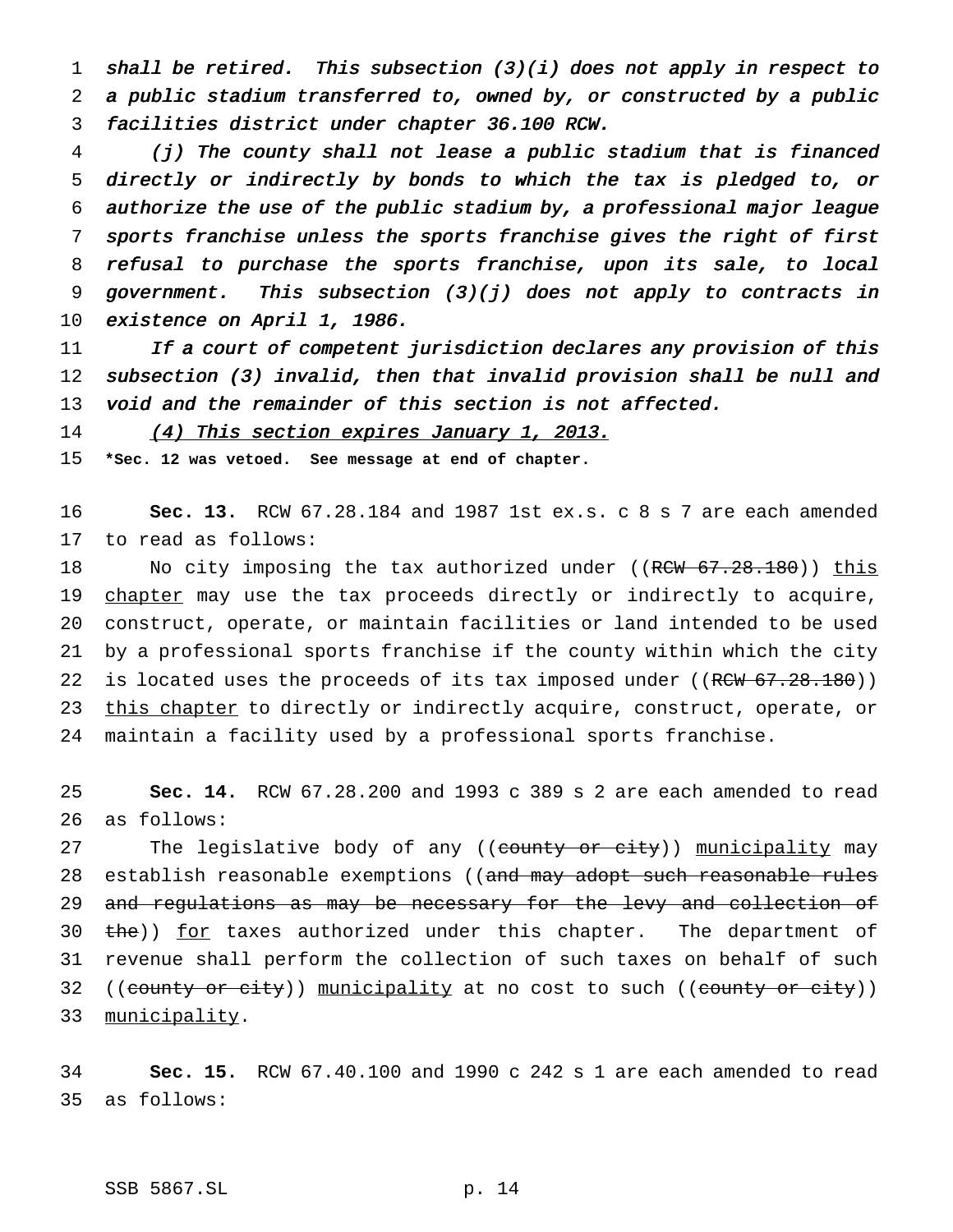*shall be retired. This subsection (3)(i) does not apply in respect to a public stadium transferred to, owned by, or constructed by a public facilities district under chapter 36.100 RCW.*

*(j) The county shall not lease a public stadium that is financed directly or indirectly by bonds to which the tax is pledged to, or authorize the use of the public stadium by, a professional major league sports franchise unless the sports franchise gives the right of first refusal to purchase the sports franchise, upon its sale, to local government. This subsection (3)(j) does not apply to contracts in existence on April 1, 1986.*

*If a court of competent jurisdiction declares any provision of this subsection (3) invalid, then that invalid provision shall be null and void and the remainder of this section is not affected.*

*(4) This section expires January 1, 2013.*

**\*Sec. 12 was vetoed. See message at end of chapter.**

**Sec. 13.** RCW 67.28.184 and 1987 1st ex.s. c 8 s 7 are each amended to read as follows:

No city imposing the tax authorized under ((~~RCW 67.28.180~~)) this chapter may use the tax proceeds directly or indirectly to acquire, construct, operate, or maintain facilities or land intended to be used by a professional sports franchise if the county within which the city is located uses the proceeds of its tax imposed under ((~~RCW 67.28.180~~)) this chapter to directly or indirectly acquire, construct, operate, or maintain a facility used by a professional sports franchise.

**Sec. 14.** RCW 67.28.200 and 1993 c 389 s 2 are each amended to read as follows:

The legislative body of any ((~~county or city~~)) municipality may establish reasonable exemptions ((~~and may adopt such reasonable rules and regulations as may be necessary for the levy and collection of the~~)) for taxes authorized under this chapter. The department of revenue shall perform the collection of such taxes on behalf of such ((~~county or city~~)) municipality at no cost to such ((~~county or city~~)) municipality.

**Sec. 15.** RCW 67.40.100 and 1990 c 242 s 1 are each amended to read as follows: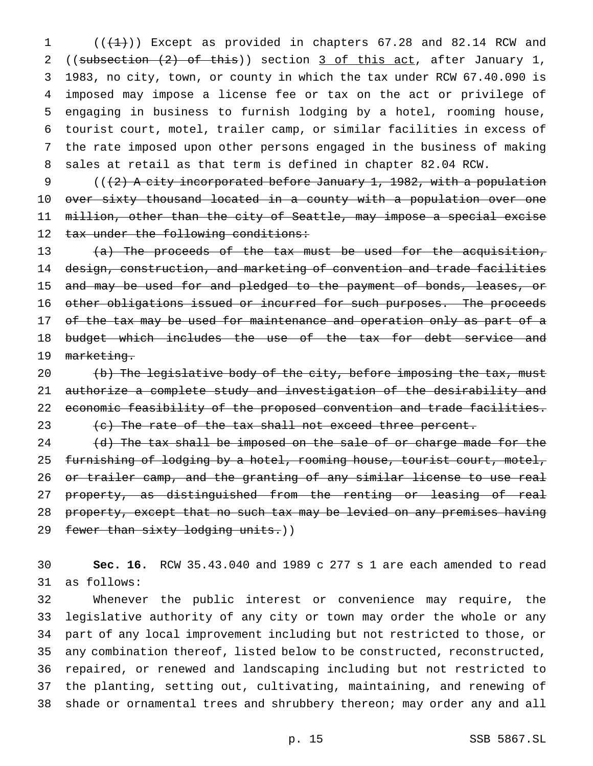(((1))) Except as provided in chapters 67.28 and 82.14 RCW and ((~~subsection (2) of this~~)) section <u>3 of this act</u>, after January 1, 1983, no city, town, or county in which the tax under RCW 67.40.090 is imposed may impose a license fee or tax on the act or privilege of engaging in business to furnish lodging by a hotel, rooming house, tourist court, motel, trailer camp, or similar facilities in excess of the rate imposed upon other persons engaged in the business of making sales at retail as that term is defined in chapter 82.04 RCW.

((~~(2) A city incorporated before January 1, 1982, with a population over sixty thousand located in a county with a population over one million, other than the city of Seattle, may impose a special excise tax under the following conditions:~~

~~(a) The proceeds of the tax must be used for the acquisition, design, construction, and marketing of convention and trade facilities and may be used for and pledged to the payment of bonds, leases, or other obligations issued or incurred for such purposes. The proceeds of the tax may be used for maintenance and operation only as part of a budget which includes the use of the tax for debt service and marketing.~~

~~(b) The legislative body of the city, before imposing the tax, must authorize a complete study and investigation of the desirability and economic feasibility of the proposed convention and trade facilities.~~

~~(c) The rate of the tax shall not exceed three percent.~~

~~(d) The tax shall be imposed on the sale of or charge made for the furnishing of lodging by a hotel, rooming house, tourist court, motel, or trailer camp, and the granting of any similar license to use real property, as distinguished from the renting or leasing of real property, except that no such tax may be levied on any premises having fewer than sixty lodging units.~~))

**Sec. 16.** RCW 35.43.040 and 1989 c 277 s 1 are each amended to read as follows:

Whenever the public interest or convenience may require, the legislative authority of any city or town may order the whole or any part of any local improvement including but not restricted to those, or any combination thereof, listed below to be constructed, reconstructed, repaired, or renewed and landscaping including but not restricted to the planting, setting out, cultivating, maintaining, and renewing of shade or ornamental trees and shrubbery thereon; may order any and all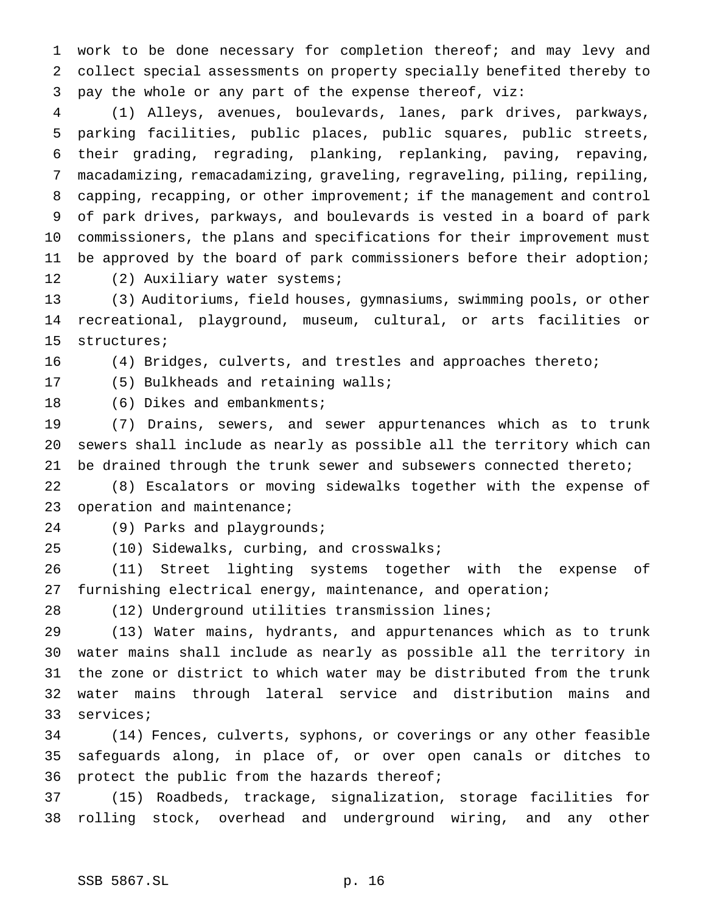work to be done necessary for completion thereof; and may levy and collect special assessments on property specially benefited thereby to pay the whole or any part of the expense thereof, viz:

(1) Alleys, avenues, boulevards, lanes, park drives, parkways, parking facilities, public places, public squares, public streets, their grading, regrading, planking, replanking, paving, repaving, macadamizing, remacadamizing, graveling, regraveling, piling, repiling, capping, recapping, or other improvement; if the management and control of park drives, parkways, and boulevards is vested in a board of park commissioners, the plans and specifications for their improvement must be approved by the board of park commissioners before their adoption;

(2) Auxiliary water systems;

(3) Auditoriums, field houses, gymnasiums, swimming pools, or other recreational, playground, museum, cultural, or arts facilities or structures;

(4) Bridges, culverts, and trestles and approaches thereto;

(5) Bulkheads and retaining walls;

(6) Dikes and embankments;

(7) Drains, sewers, and sewer appurtenances which as to trunk sewers shall include as nearly as possible all the territory which can be drained through the trunk sewer and subsewers connected thereto;

(8) Escalators or moving sidewalks together with the expense of operation and maintenance;

(9) Parks and playgrounds;

(10) Sidewalks, curbing, and crosswalks;

(11) Street lighting systems together with the expense of furnishing electrical energy, maintenance, and operation;

(12) Underground utilities transmission lines;

(13) Water mains, hydrants, and appurtenances which as to trunk water mains shall include as nearly as possible all the territory in the zone or district to which water may be distributed from the trunk water mains through lateral service and distribution mains and services;

(14) Fences, culverts, syphons, or coverings or any other feasible safeguards along, in place of, or over open canals or ditches to protect the public from the hazards thereof;

(15) Roadbeds, trackage, signalization, storage facilities for rolling stock, overhead and underground wiring, and any other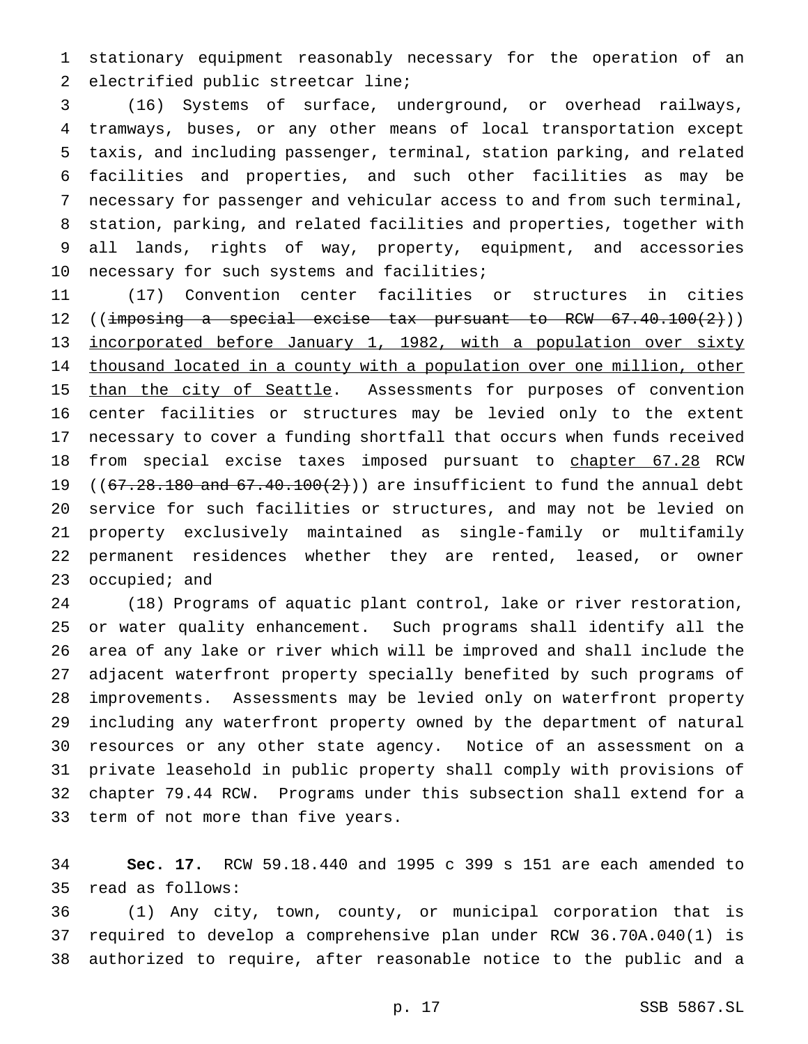stationary equipment reasonably necessary for the operation of an electrified public streetcar line;

(16) Systems of surface, underground, or overhead railways, tramways, buses, or any other means of local transportation except taxis, and including passenger, terminal, station parking, and related facilities and properties, and such other facilities as may be necessary for passenger and vehicular access to and from such terminal, station, parking, and related facilities and properties, together with all lands, rights of way, property, equipment, and accessories necessary for such systems and facilities;

(17) Convention center facilities or structures in cities ((~~imposing a special excise tax pursuant to RCW 67.40.100(2)~~)) incorporated before January 1, 1982, with a population over sixty thousand located in a county with a population over one million, other than the city of Seattle. Assessments for purposes of convention center facilities or structures may be levied only to the extent necessary to cover a funding shortfall that occurs when funds received from special excise taxes imposed pursuant to chapter 67.28 RCW ((~~67.28.180 and 67.40.100(2)~~)) are insufficient to fund the annual debt service for such facilities or structures, and may not be levied on property exclusively maintained as single-family or multifamily permanent residences whether they are rented, leased, or owner occupied; and

(18) Programs of aquatic plant control, lake or river restoration, or water quality enhancement. Such programs shall identify all the area of any lake or river which will be improved and shall include the adjacent waterfront property specially benefited by such programs of improvements. Assessments may be levied only on waterfront property including any waterfront property owned by the department of natural resources or any other state agency. Notice of an assessment on a private leasehold in public property shall comply with provisions of chapter 79.44 RCW. Programs under this subsection shall extend for a term of not more than five years.

**Sec. 17.** RCW 59.18.440 and 1995 c 399 s 151 are each amended to read as follows:

(1) Any city, town, county, or municipal corporation that is required to develop a comprehensive plan under RCW 36.70A.040(1) is authorized to require, after reasonable notice to the public and a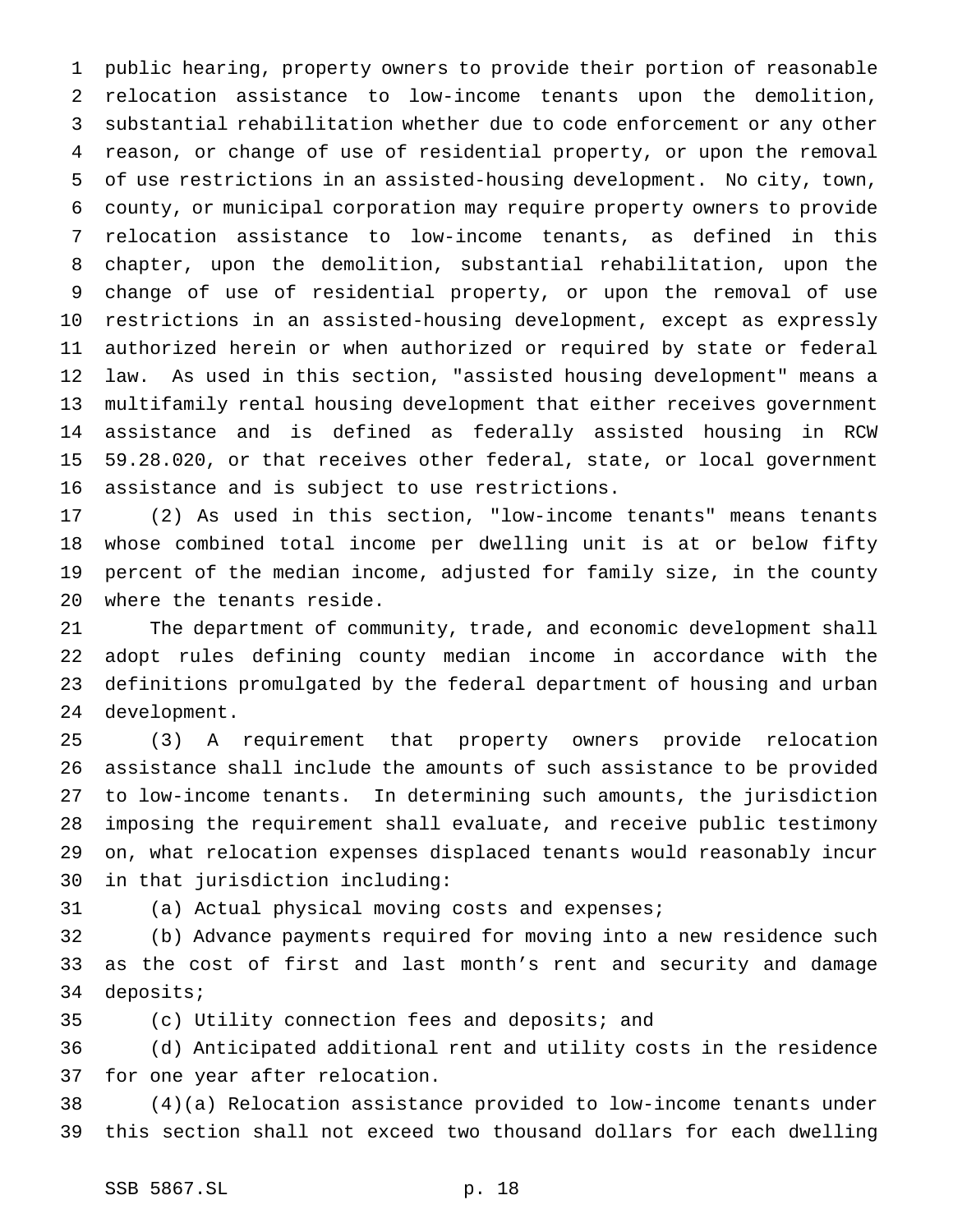public hearing, property owners to provide their portion of reasonable relocation assistance to low-income tenants upon the demolition, substantial rehabilitation whether due to code enforcement or any other reason, or change of use of residential property, or upon the removal of use restrictions in an assisted-housing development. No city, town, county, or municipal corporation may require property owners to provide relocation assistance to low-income tenants, as defined in this chapter, upon the demolition, substantial rehabilitation, upon the change of use of residential property, or upon the removal of use restrictions in an assisted-housing development, except as expressly authorized herein or when authorized or required by state or federal law. As used in this section, "assisted housing development" means a multifamily rental housing development that either receives government assistance and is defined as federally assisted housing in RCW 59.28.020, or that receives other federal, state, or local government assistance and is subject to use restrictions.

(2) As used in this section, "low-income tenants" means tenants whose combined total income per dwelling unit is at or below fifty percent of the median income, adjusted for family size, in the county where the tenants reside.

The department of community, trade, and economic development shall adopt rules defining county median income in accordance with the definitions promulgated by the federal department of housing and urban development.

(3) A requirement that property owners provide relocation assistance shall include the amounts of such assistance to be provided to low-income tenants. In determining such amounts, the jurisdiction imposing the requirement shall evaluate, and receive public testimony on, what relocation expenses displaced tenants would reasonably incur in that jurisdiction including:

(a) Actual physical moving costs and expenses;

(b) Advance payments required for moving into a new residence such as the cost of first and last month's rent and security and damage deposits;

(c) Utility connection fees and deposits; and

(d) Anticipated additional rent and utility costs in the residence for one year after relocation.

(4)(a) Relocation assistance provided to low-income tenants under this section shall not exceed two thousand dollars for each dwelling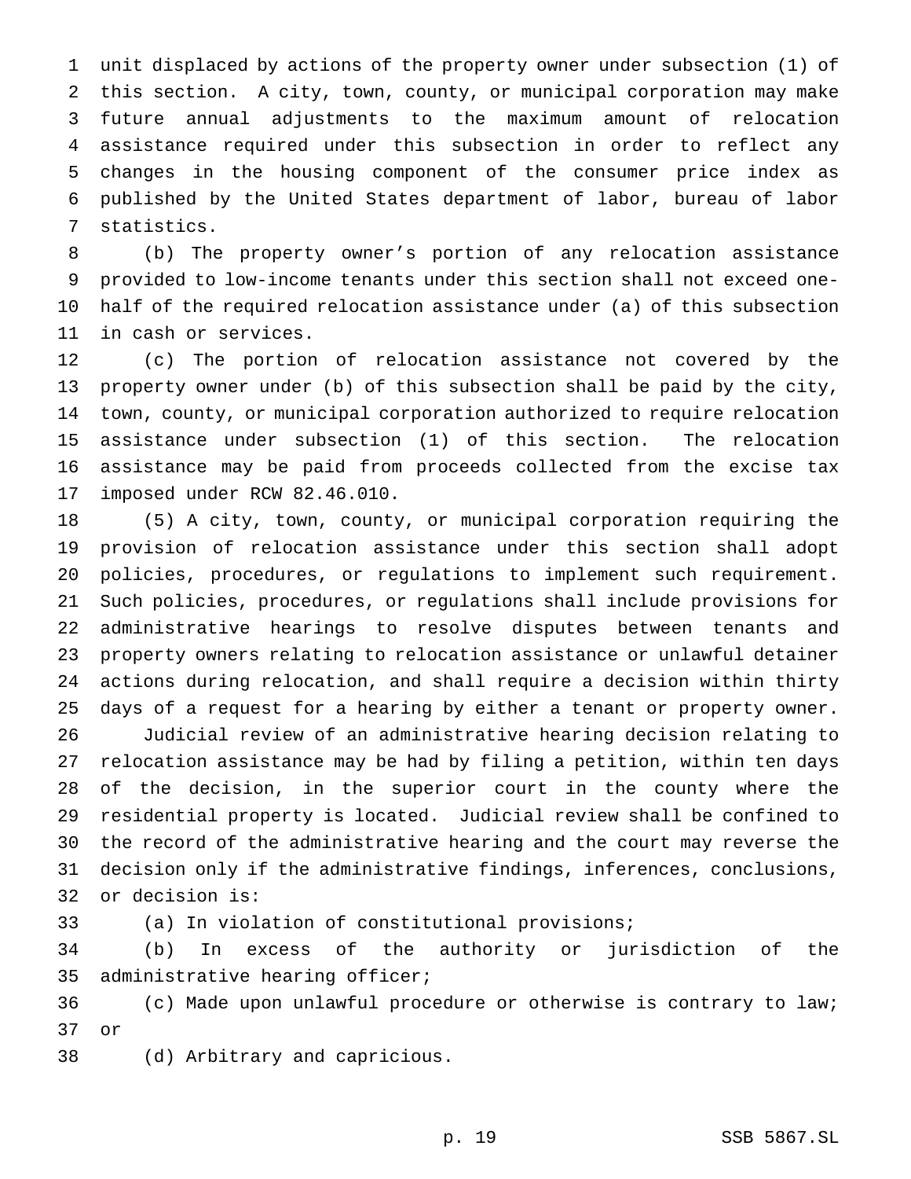unit displaced by actions of the property owner under subsection (1) of this section. A city, town, county, or municipal corporation may make future annual adjustments to the maximum amount of relocation assistance required under this subsection in order to reflect any changes in the housing component of the consumer price index as published by the United States department of labor, bureau of labor statistics.

(b) The property owner's portion of any relocation assistance provided to low-income tenants under this section shall not exceed one-half of the required relocation assistance under (a) of this subsection in cash or services.

(c) The portion of relocation assistance not covered by the property owner under (b) of this subsection shall be paid by the city, town, county, or municipal corporation authorized to require relocation assistance under subsection (1) of this section. The relocation assistance may be paid from proceeds collected from the excise tax imposed under RCW 82.46.010.

(5) A city, town, county, or municipal corporation requiring the provision of relocation assistance under this section shall adopt policies, procedures, or regulations to implement such requirement. Such policies, procedures, or regulations shall include provisions for administrative hearings to resolve disputes between tenants and property owners relating to relocation assistance or unlawful detainer actions during relocation, and shall require a decision within thirty days of a request for a hearing by either a tenant or property owner.

Judicial review of an administrative hearing decision relating to relocation assistance may be had by filing a petition, within ten days of the decision, in the superior court in the county where the residential property is located. Judicial review shall be confined to the record of the administrative hearing and the court may reverse the decision only if the administrative findings, inferences, conclusions, or decision is:

(a) In violation of constitutional provisions;

(b) In excess of the authority or jurisdiction of the administrative hearing officer;

(c) Made upon unlawful procedure or otherwise is contrary to law; or

(d) Arbitrary and capricious.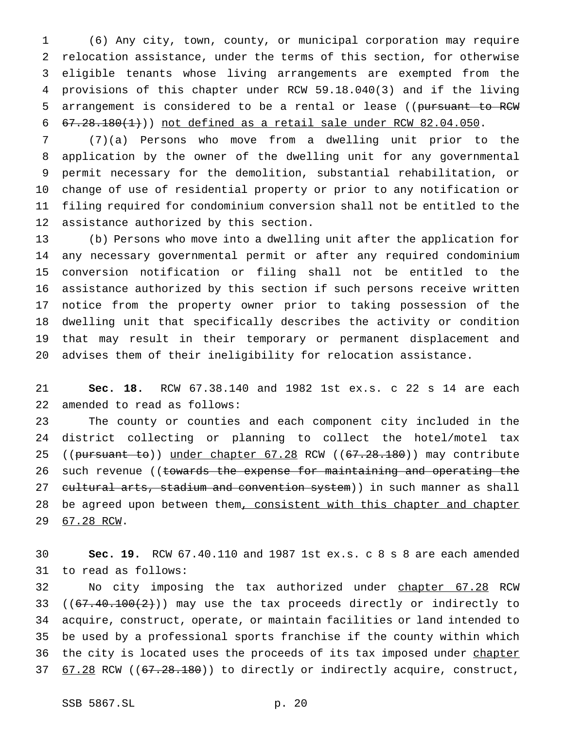(6) Any city, town, county, or municipal corporation may require relocation assistance, under the terms of this section, for otherwise eligible tenants whose living arrangements are exempted from the provisions of this chapter under RCW 59.18.040(3) and if the living arrangement is considered to be a rental or lease ((~~pursuant to RCW 67.28.180(1)~~)) <u>not defined as a retail sale under RCW 82.04.050</u>.

(7)(a) Persons who move from a dwelling unit prior to the application by the owner of the dwelling unit for any governmental permit necessary for the demolition, substantial rehabilitation, or change of use of residential property or prior to any notification or filing required for condominium conversion shall not be entitled to the assistance authorized by this section.

(b) Persons who move into a dwelling unit after the application for any necessary governmental permit or after any required condominium conversion notification or filing shall not be entitled to the assistance authorized by this section if such persons receive written notice from the property owner prior to taking possession of the dwelling unit that specifically describes the activity or condition that may result in their temporary or permanent displacement and advises them of their ineligibility for relocation assistance.

**Sec. 18.** RCW 67.38.140 and 1982 1st ex.s. c 22 s 14 are each amended to read as follows:

The county or counties and each component city included in the district collecting or planning to collect the hotel/motel tax ((~~pursuant to~~)) <u>under chapter 67.28</u> RCW ((~~67.28.180~~)) may contribute such revenue ((~~towards the expense for maintaining and operating the cultural arts, stadium and convention system~~)) in such manner as shall be agreed upon between them<u>, consistent with this chapter and chapter 67.28 RCW</u>.

**Sec. 19.** RCW 67.40.110 and 1987 1st ex.s. c 8 s 8 are each amended to read as follows:

No city imposing the tax authorized under <u>chapter 67.28</u> RCW ((~~67.40.100(2)~~)) may use the tax proceeds directly or indirectly to acquire, construct, operate, or maintain facilities or land intended to be used by a professional sports franchise if the county within which the city is located uses the proceeds of its tax imposed under <u>chapter 67.28</u> RCW ((~~67.28.180~~)) to directly or indirectly acquire, construct,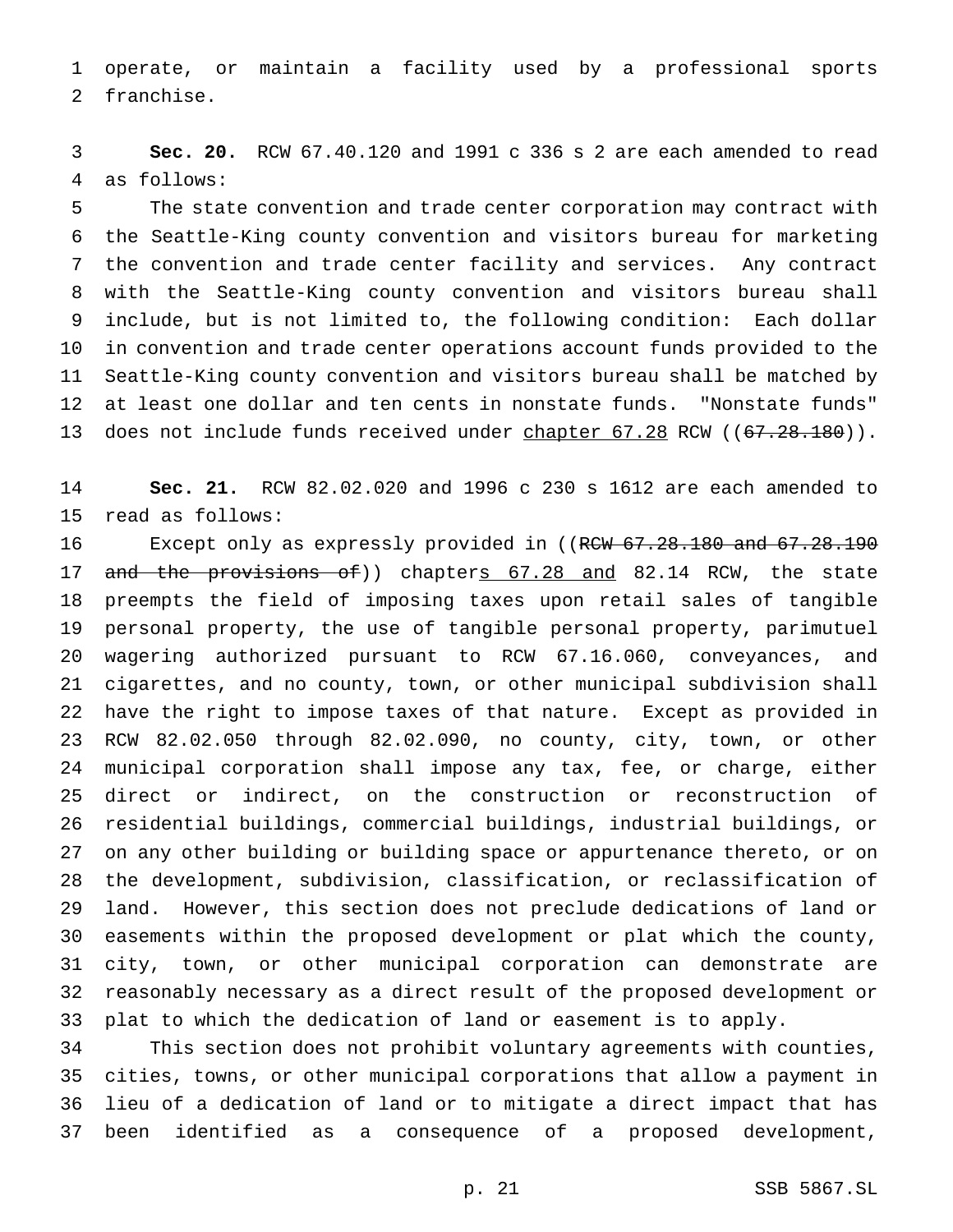operate, or maintain a facility used by a professional sports franchise.

**Sec. 20.** RCW 67.40.120 and 1991 c 336 s 2 are each amended to read as follows:

The state convention and trade center corporation may contract with the Seattle-King county convention and visitors bureau for marketing the convention and trade center facility and services. Any contract with the Seattle-King county convention and visitors bureau shall include, but is not limited to, the following condition: Each dollar in convention and trade center operations account funds provided to the Seattle-King county convention and visitors bureau shall be matched by at least one dollar and ten cents in nonstate funds. "Nonstate funds" does not include funds received under <u>chapter 67.28</u> RCW ((~~67.28.180~~)).

**Sec. 21.** RCW 82.02.020 and 1996 c 230 s 1612 are each amended to read as follows:

Except only as expressly provided in ((~~RCW 67.28.180 and 67.28.190 and the provisions of~~)) chapter<u>s 67.28 and</u> 82.14 RCW, the state preempts the field of imposing taxes upon retail sales of tangible personal property, the use of tangible personal property, parimutuel wagering authorized pursuant to RCW 67.16.060, conveyances, and cigarettes, and no county, town, or other municipal subdivision shall have the right to impose taxes of that nature. Except as provided in RCW 82.02.050 through 82.02.090, no county, city, town, or other municipal corporation shall impose any tax, fee, or charge, either direct or indirect, on the construction or reconstruction of residential buildings, commercial buildings, industrial buildings, or on any other building or building space or appurtenance thereto, or on the development, subdivision, classification, or reclassification of land. However, this section does not preclude dedications of land or easements within the proposed development or plat which the county, city, town, or other municipal corporation can demonstrate are reasonably necessary as a direct result of the proposed development or plat to which the dedication of land or easement is to apply.

This section does not prohibit voluntary agreements with counties, cities, towns, or other municipal corporations that allow a payment in lieu of a dedication of land or to mitigate a direct impact that has been identified as a consequence of a proposed development,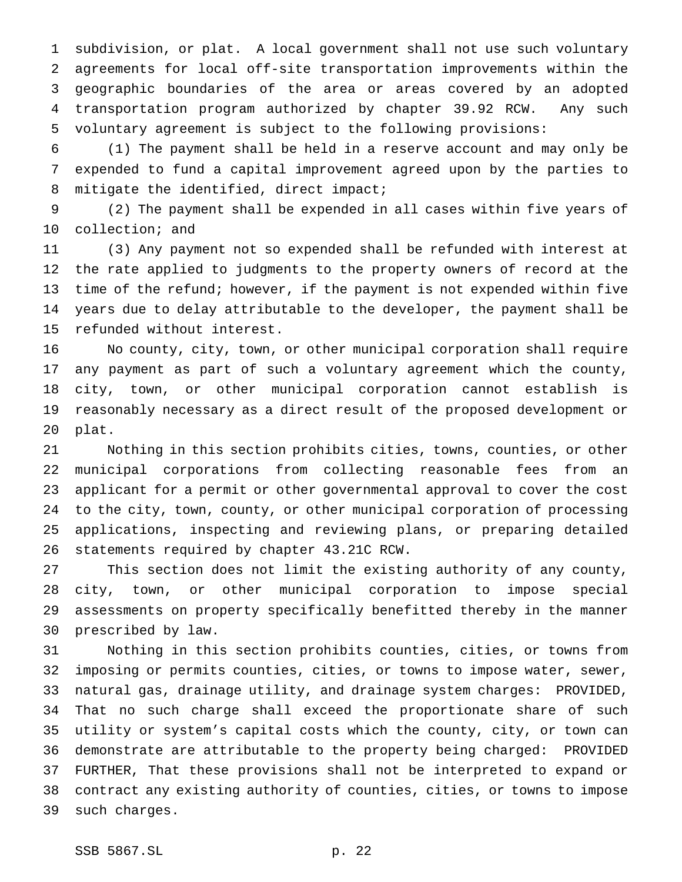subdivision, or plat. A local government shall not use such voluntary agreements for local off-site transportation improvements within the geographic boundaries of the area or areas covered by an adopted transportation program authorized by chapter 39.92 RCW. Any such voluntary agreement is subject to the following provisions:

(1) The payment shall be held in a reserve account and may only be expended to fund a capital improvement agreed upon by the parties to mitigate the identified, direct impact;

(2) The payment shall be expended in all cases within five years of collection; and

(3) Any payment not so expended shall be refunded with interest at the rate applied to judgments to the property owners of record at the time of the refund; however, if the payment is not expended within five years due to delay attributable to the developer, the payment shall be refunded without interest.

No county, city, town, or other municipal corporation shall require any payment as part of such a voluntary agreement which the county, city, town, or other municipal corporation cannot establish is reasonably necessary as a direct result of the proposed development or plat.

Nothing in this section prohibits cities, towns, counties, or other municipal corporations from collecting reasonable fees from an applicant for a permit or other governmental approval to cover the cost to the city, town, county, or other municipal corporation of processing applications, inspecting and reviewing plans, or preparing detailed statements required by chapter 43.21C RCW.

This section does not limit the existing authority of any county, city, town, or other municipal corporation to impose special assessments on property specifically benefitted thereby in the manner prescribed by law.

Nothing in this section prohibits counties, cities, or towns from imposing or permits counties, cities, or towns to impose water, sewer, natural gas, drainage utility, and drainage system charges: PROVIDED, That no such charge shall exceed the proportionate share of such utility or system's capital costs which the county, city, or town can demonstrate are attributable to the property being charged: PROVIDED FURTHER, That these provisions shall not be interpreted to expand or contract any existing authority of counties, cities, or towns to impose such charges.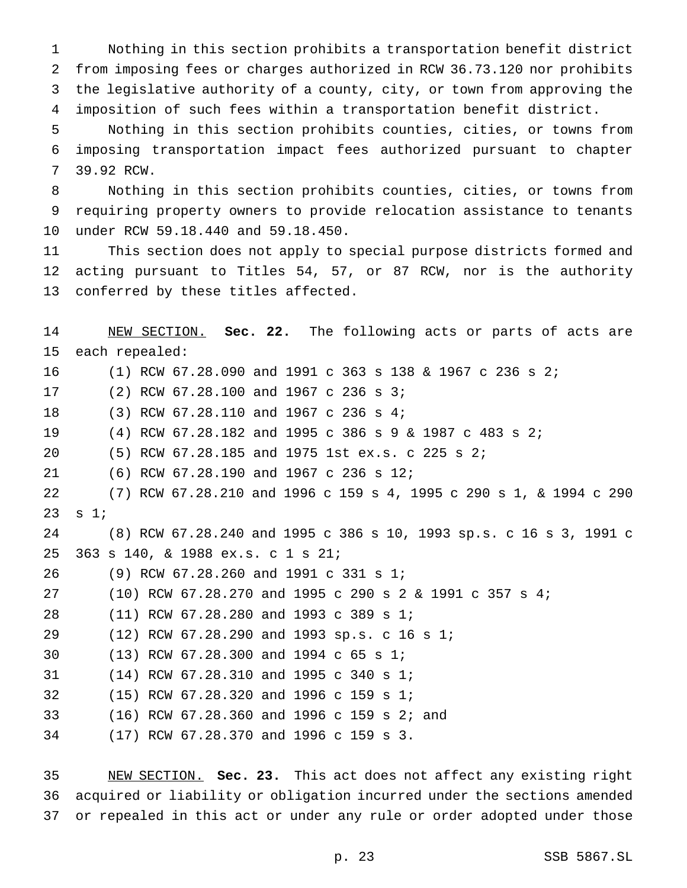Nothing in this section prohibits a transportation benefit district from imposing fees or charges authorized in RCW 36.73.120 nor prohibits the legislative authority of a county, city, or town from approving the imposition of such fees within a transportation benefit district.

Nothing in this section prohibits counties, cities, or towns from imposing transportation impact fees authorized pursuant to chapter 39.92 RCW.

Nothing in this section prohibits counties, cities, or towns from requiring property owners to provide relocation assistance to tenants under RCW 59.18.440 and 59.18.450.

This section does not apply to special purpose districts formed and acting pursuant to Titles 54, 57, or 87 RCW, nor is the authority conferred by these titles affected.

NEW SECTION. **Sec. 22.** The following acts or parts of acts are each repealed:

(1) RCW 67.28.090 and 1991 c 363 s 138 & 1967 c 236 s 2;

(2) RCW 67.28.100 and 1967 c 236 s 3;

(3) RCW 67.28.110 and 1967 c 236 s 4;

(4) RCW 67.28.182 and 1995 c 386 s 9 & 1987 c 483 s 2;

(5) RCW 67.28.185 and 1975 1st ex.s. c 225 s 2;

(6) RCW 67.28.190 and 1967 c 236 s 12;

(7) RCW 67.28.210 and 1996 c 159 s 4, 1995 c 290 s 1, & 1994 c 290 s 1;

(8) RCW 67.28.240 and 1995 c 386 s 10, 1993 sp.s. c 16 s 3, 1991 c 363 s 140, & 1988 ex.s. c 1 s 21;

(9) RCW 67.28.260 and 1991 c 331 s 1;

(10) RCW 67.28.270 and 1995 c 290 s 2 & 1991 c 357 s 4;

(11) RCW 67.28.280 and 1993 c 389 s 1;

(12) RCW 67.28.290 and 1993 sp.s. c 16 s 1;

(13) RCW 67.28.300 and 1994 c 65 s 1;

(14) RCW 67.28.310 and 1995 c 340 s 1;

(15) RCW 67.28.320 and 1996 c 159 s 1;

(16) RCW 67.28.360 and 1996 c 159 s 2; and

(17) RCW 67.28.370 and 1996 c 159 s 3.

NEW SECTION. **Sec. 23.** This act does not affect any existing right acquired or liability or obligation incurred under the sections amended or repealed in this act or under any rule or order adopted under those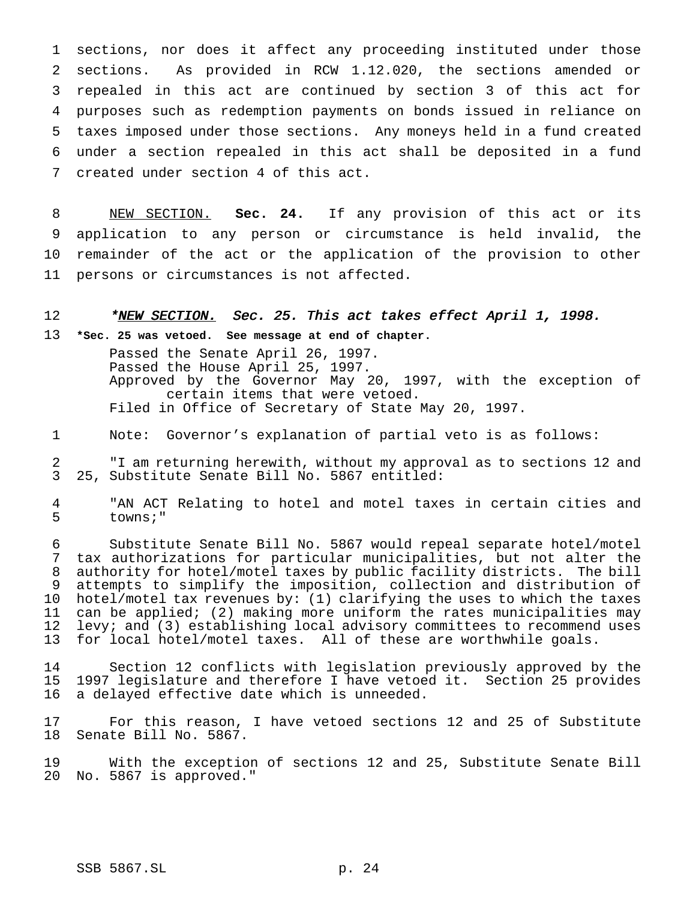sections, nor does it affect any proceeding instituted under those sections. As provided in RCW 1.12.020, the sections amended or repealed in this act are continued by section 3 of this act for purposes such as redemption payments on bonds issued in reliance on taxes imposed under those sections. Any moneys held in a fund created under a section repealed in this act shall be deposited in a fund created under section 4 of this act.

NEW SECTION. **Sec. 24.** If any provision of this act or its application to any person or circumstance is held invalid, the remainder of the act or the application of the provision to other persons or circumstances is not affected.

***NEW SECTION.*** ***Sec. 25. This act takes effect April 1, 1998.***

**\*Sec. 25 was vetoed. See message at end of chapter.**

Passed the Senate April 26, 1997.
Passed the House April 25, 1997.
Approved by the Governor May 20, 1997, with the exception of certain items that were vetoed.
Filed in Office of Secretary of State May 20, 1997.

Note: Governor's explanation of partial veto is as follows:

"I am returning herewith, without my approval as to sections 12 and 25, Substitute Senate Bill No. 5867 entitled:

"AN ACT Relating to hotel and motel taxes in certain cities and towns;"

Substitute Senate Bill No. 5867 would repeal separate hotel/motel tax authorizations for particular municipalities, but not alter the authority for hotel/motel taxes by public facility districts. The bill attempts to simplify the imposition, collection and distribution of hotel/motel tax revenues by: (1) clarifying the uses to which the taxes can be applied; (2) making more uniform the rates municipalities may levy; and (3) establishing local advisory committees to recommend uses for local hotel/motel taxes. All of these are worthwhile goals.

Section 12 conflicts with legislation previously approved by the 1997 legislature and therefore I have vetoed it. Section 25 provides a delayed effective date which is unneeded.

For this reason, I have vetoed sections 12 and 25 of Substitute Senate Bill No. 5867.

With the exception of sections 12 and 25, Substitute Senate Bill No. 5867 is approved."